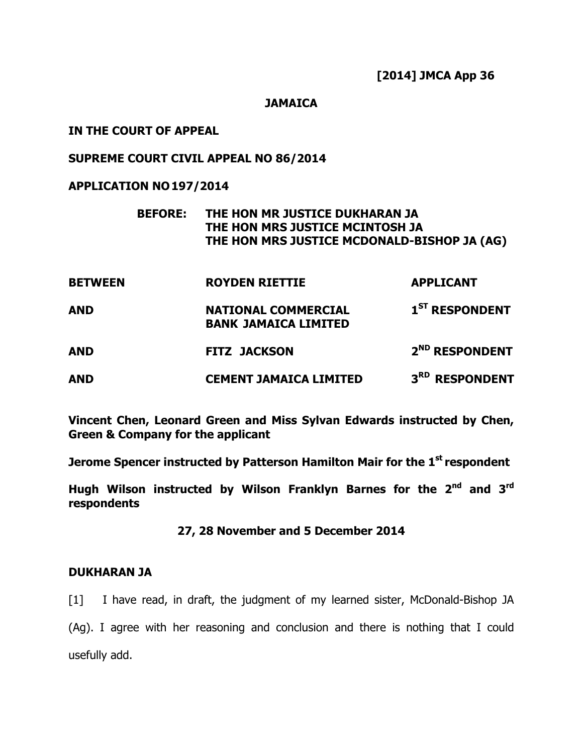**[2014] JMCA App 36**

**JAMAICA**

**IN THE COURT OF APPEAL**

**SUPREME COURT CIVIL APPEAL NO 86/2014**

**APPLICATION NO 197/2014**

**BEFORE: THE HON MR JUSTICE DUKHARAN JA**
**THE HON MRS JUSTICE MCINTOSH JA**
**THE HON MRS JUSTICE MCDONALD-BISHOP JA (AG)**

| | | |
|---|---|---|
| **BETWEEN** | **ROYDEN RIETTIE** | **APPLICANT** |
| **AND** | **NATIONAL COMMERCIAL BANK JAMAICA LIMITED** | **1ST RESPONDENT** |
| **AND** | **FITZ JACKSON** | **2ND RESPONDENT** |
| **AND** | **CEMENT JAMAICA LIMITED** | **3RD RESPONDENT** |

**Vincent Chen, Leonard Green and Miss Sylvan Edwards instructed by Chen, Green & Company for the applicant**

**Jerome Spencer instructed by Patterson Hamilton Mair for the 1st respondent**

**Hugh Wilson instructed by Wilson Franklyn Barnes for the 2nd and 3rd respondents**

**27, 28 November and 5 December 2014**

**DUKHARAN JA**

[1] I have read, in draft, the judgment of my learned sister, McDonald-Bishop JA (Ag). I agree with her reasoning and conclusion and there is nothing that I could usefully add.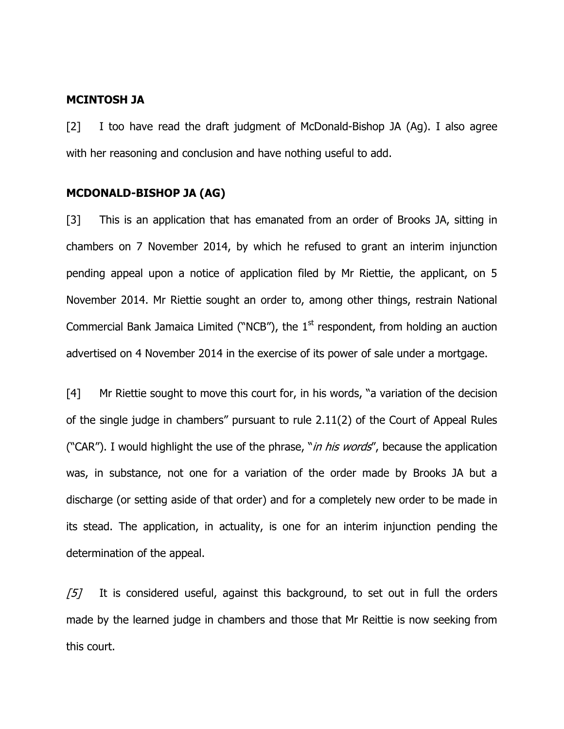**MCINTOSH JA**

[2] I too have read the draft judgment of McDonald-Bishop JA (Ag). I also agree with her reasoning and conclusion and have nothing useful to add.

**MCDONALD-BISHOP JA (AG)**

[3] This is an application that has emanated from an order of Brooks JA, sitting in chambers on 7 November 2014, by which he refused to grant an interim injunction pending appeal upon a notice of application filed by Mr Riettie, the applicant, on 5 November 2014. Mr Riettie sought an order to, among other things, restrain National Commercial Bank Jamaica Limited ("NCB"), the 1st respondent, from holding an auction advertised on 4 November 2014 in the exercise of its power of sale under a mortgage.

[4] Mr Riettie sought to move this court for, in his words, "a variation of the decision of the single judge in chambers" pursuant to rule 2.11(2) of the Court of Appeal Rules ("CAR"). I would highlight the use of the phrase, "*in his words*", because the application was, in substance, not one for a variation of the order made by Brooks JA but a discharge (or setting aside of that order) and for a completely new order to be made in its stead. The application, in actuality, is one for an interim injunction pending the determination of the appeal.

*[5]* It is considered useful, against this background, to set out in full the orders made by the learned judge in chambers and those that Mr Reittie is now seeking from this court.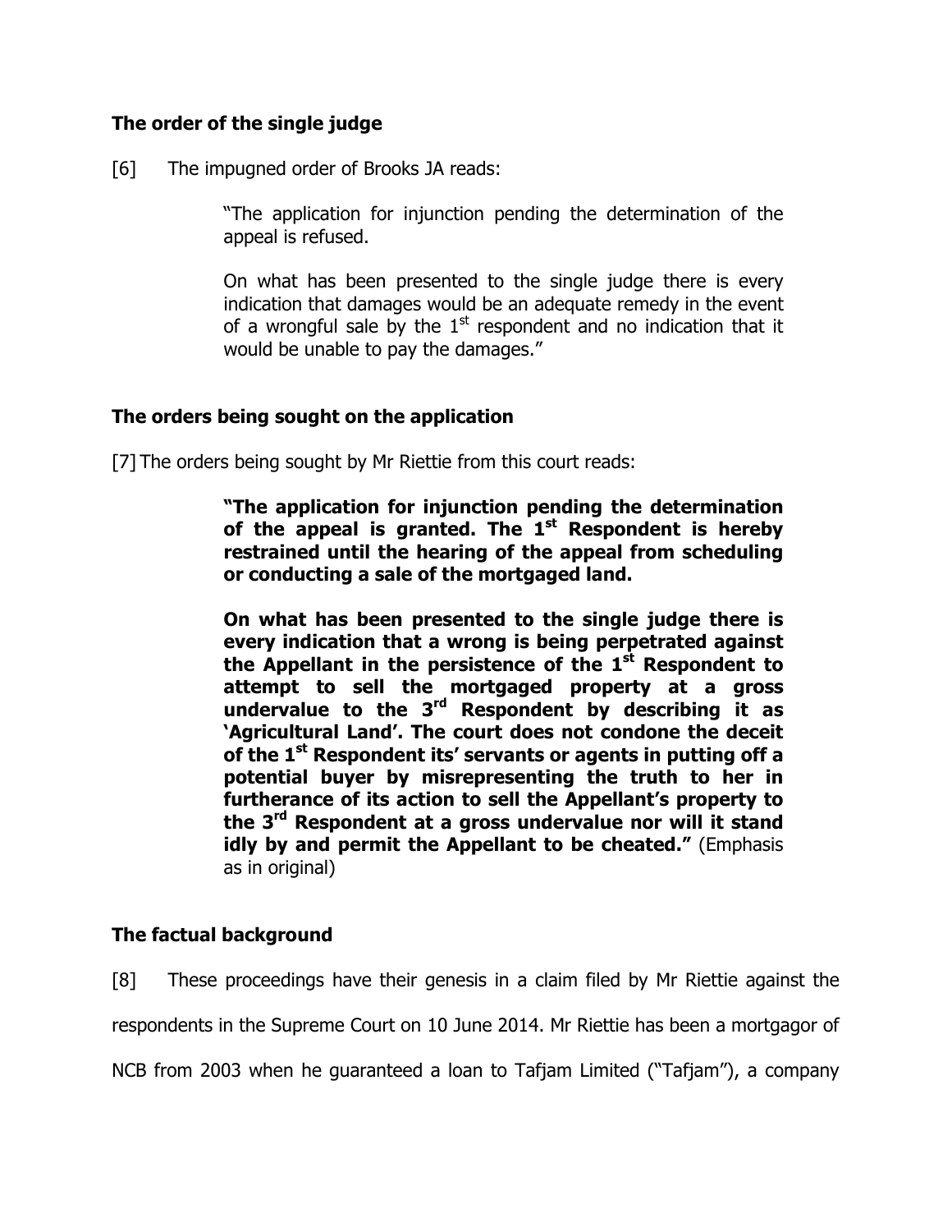### The order of the single judge

[6] The impugned order of Brooks JA reads:

> "The application for injunction pending the determination of the appeal is refused.
>
> On what has been presented to the single judge there is every indication that damages would be an adequate remedy in the event of a wrongful sale by the 1st respondent and no indication that it would be unable to pay the damages."

### The orders being sought on the application

[7] The orders being sought by Mr Riettie from this court reads:

> **"The application for injunction pending the determination of the appeal is granted. The 1st Respondent is hereby restrained until the hearing of the appeal from scheduling or conducting a sale of the mortgaged land.**
>
> **On what has been presented to the single judge there is every indication that a wrong is being perpetrated against the Appellant in the persistence of the 1st Respondent to attempt to sell the mortgaged property at a gross undervalue to the 3rd Respondent by describing it as 'Agricultural Land'. The court does not condone the deceit of the 1st Respondent its' servants or agents in putting off a potential buyer by misrepresenting the truth to her in furtherance of its action to sell the Appellant's property to the 3rd Respondent at a gross undervalue nor will it stand idly by and permit the Appellant to be cheated."** (Emphasis as in original)

### The factual background

[8] These proceedings have their genesis in a claim filed by Mr Riettie against the respondents in the Supreme Court on 10 June 2014. Mr Riettie has been a mortgagor of NCB from 2003 when he guaranteed a loan to Tafjam Limited ("Tafjam"), a company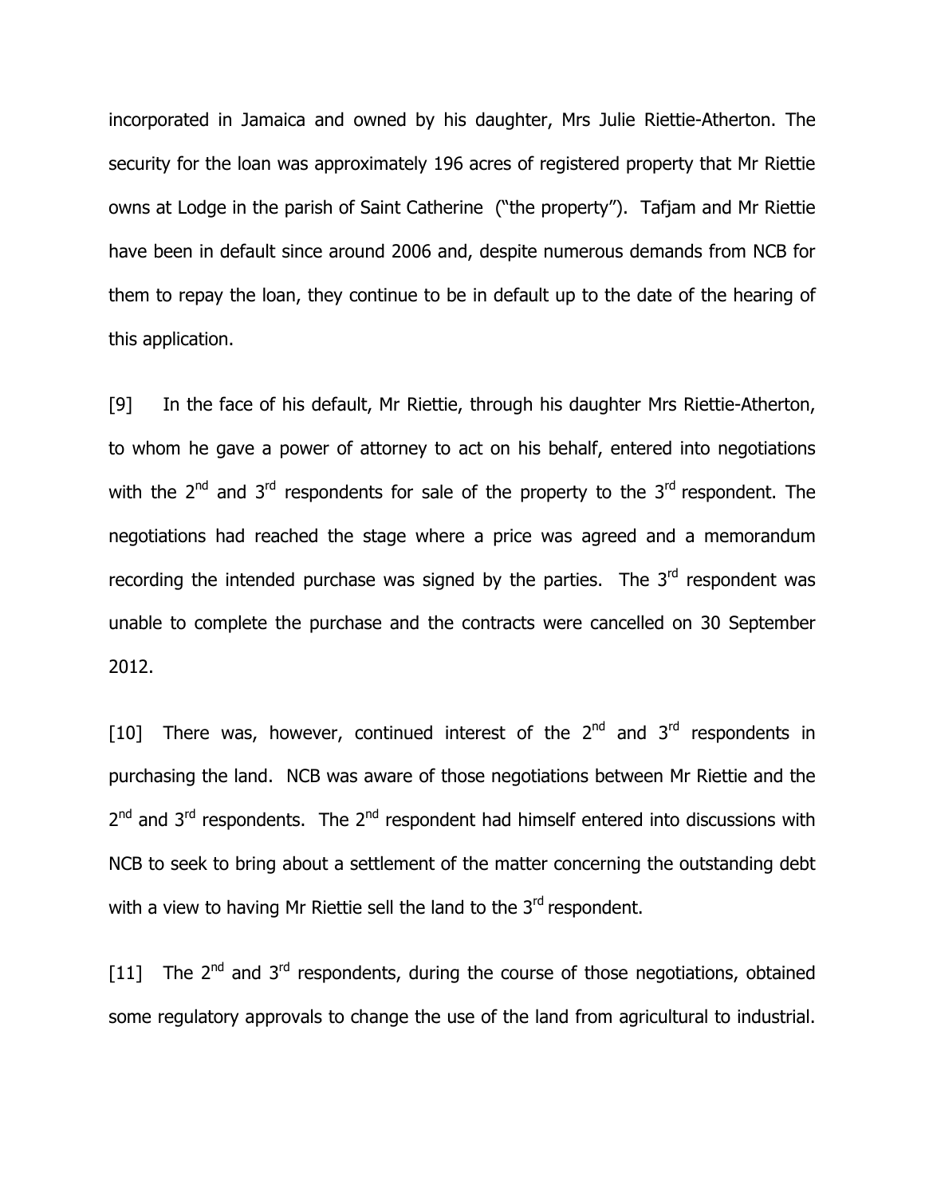incorporated in Jamaica and owned by his daughter, Mrs Julie Riettie-Atherton. The security for the loan was approximately 196 acres of registered property that Mr Riettie owns at Lodge in the parish of Saint Catherine ("the property"). Tafjam and Mr Riettie have been in default since around 2006 and, despite numerous demands from NCB for them to repay the loan, they continue to be in default up to the date of the hearing of this application.

[9] In the face of his default, Mr Riettie, through his daughter Mrs Riettie-Atherton, to whom he gave a power of attorney to act on his behalf, entered into negotiations with the 2nd and 3rd respondents for sale of the property to the 3rd respondent. The negotiations had reached the stage where a price was agreed and a memorandum recording the intended purchase was signed by the parties. The 3rd respondent was unable to complete the purchase and the contracts were cancelled on 30 September 2012.

[10] There was, however, continued interest of the 2nd and 3rd respondents in purchasing the land. NCB was aware of those negotiations between Mr Riettie and the 2nd and 3rd respondents. The 2nd respondent had himself entered into discussions with NCB to seek to bring about a settlement of the matter concerning the outstanding debt with a view to having Mr Riettie sell the land to the 3rd respondent.

[11] The 2nd and 3rd respondents, during the course of those negotiations, obtained some regulatory approvals to change the use of the land from agricultural to industrial.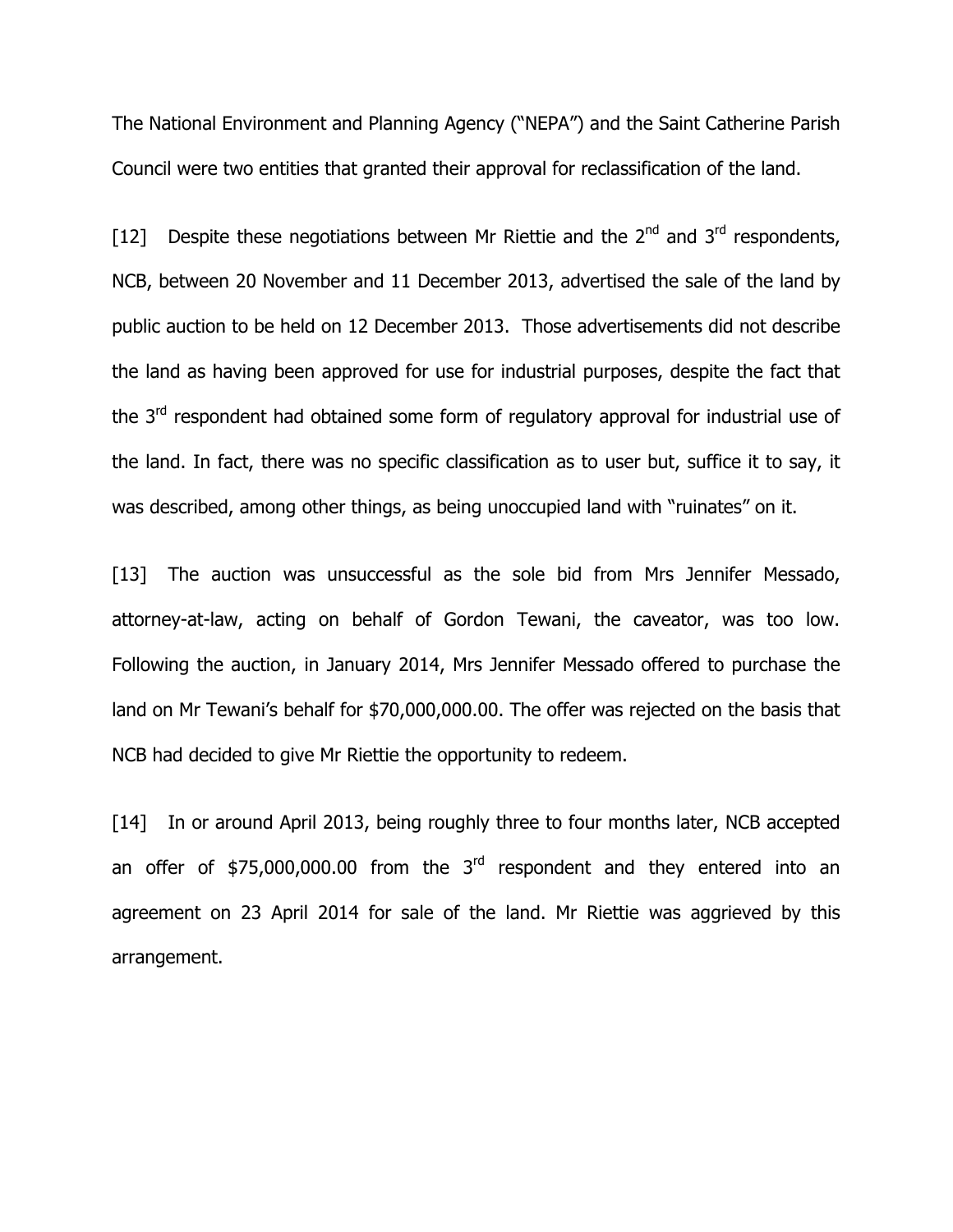The National Environment and Planning Agency ("NEPA") and the Saint Catherine Parish Council were two entities that granted their approval for reclassification of the land.

[12] Despite these negotiations between Mr Riettie and the 2nd and 3rd respondents, NCB, between 20 November and 11 December 2013, advertised the sale of the land by public auction to be held on 12 December 2013. Those advertisements did not describe the land as having been approved for use for industrial purposes, despite the fact that the 3rd respondent had obtained some form of regulatory approval for industrial use of the land. In fact, there was no specific classification as to user but, suffice it to say, it was described, among other things, as being unoccupied land with "ruinates" on it.

[13] The auction was unsuccessful as the sole bid from Mrs Jennifer Messado, attorney-at-law, acting on behalf of Gordon Tewani, the caveator, was too low. Following the auction, in January 2014, Mrs Jennifer Messado offered to purchase the land on Mr Tewani's behalf for $70,000,000.00. The offer was rejected on the basis that NCB had decided to give Mr Riettie the opportunity to redeem.

[14] In or around April 2013, being roughly three to four months later, NCB accepted an offer of $75,000,000.00 from the 3rd respondent and they entered into an agreement on 23 April 2014 for sale of the land. Mr Riettie was aggrieved by this arrangement.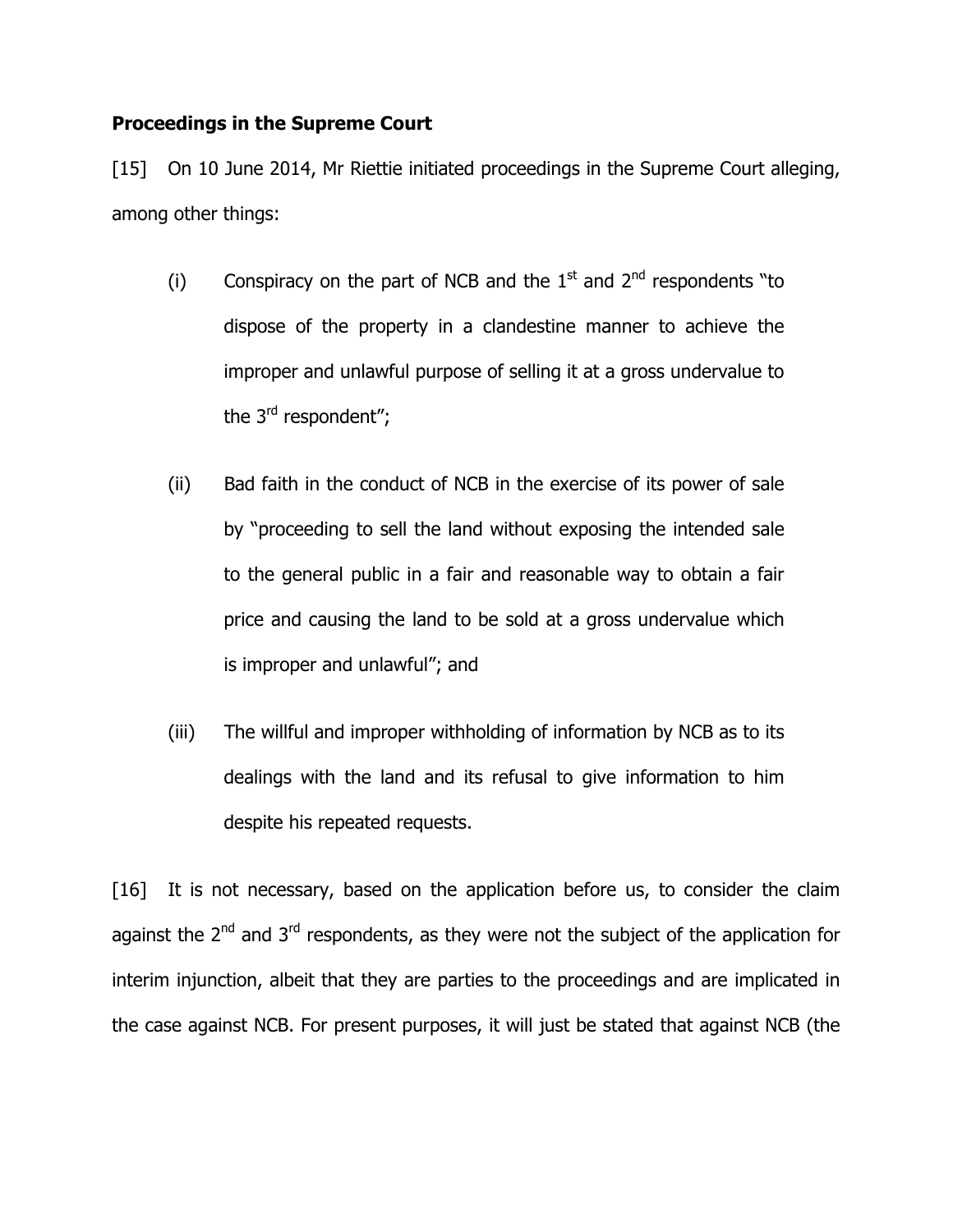**Proceedings in the Supreme Court**

[15] On 10 June 2014, Mr Riettie initiated proceedings in the Supreme Court alleging, among other things:

(i) Conspiracy on the part of NCB and the 1st and 2nd respondents "to dispose of the property in a clandestine manner to achieve the improper and unlawful purpose of selling it at a gross undervalue to the 3rd respondent";

(ii) Bad faith in the conduct of NCB in the exercise of its power of sale by "proceeding to sell the land without exposing the intended sale to the general public in a fair and reasonable way to obtain a fair price and causing the land to be sold at a gross undervalue which is improper and unlawful"; and

(iii) The willful and improper withholding of information by NCB as to its dealings with the land and its refusal to give information to him despite his repeated requests.

[16] It is not necessary, based on the application before us, to consider the claim against the 2nd and 3rd respondents, as they were not the subject of the application for interim injunction, albeit that they are parties to the proceedings and are implicated in the case against NCB. For present purposes, it will just be stated that against NCB (the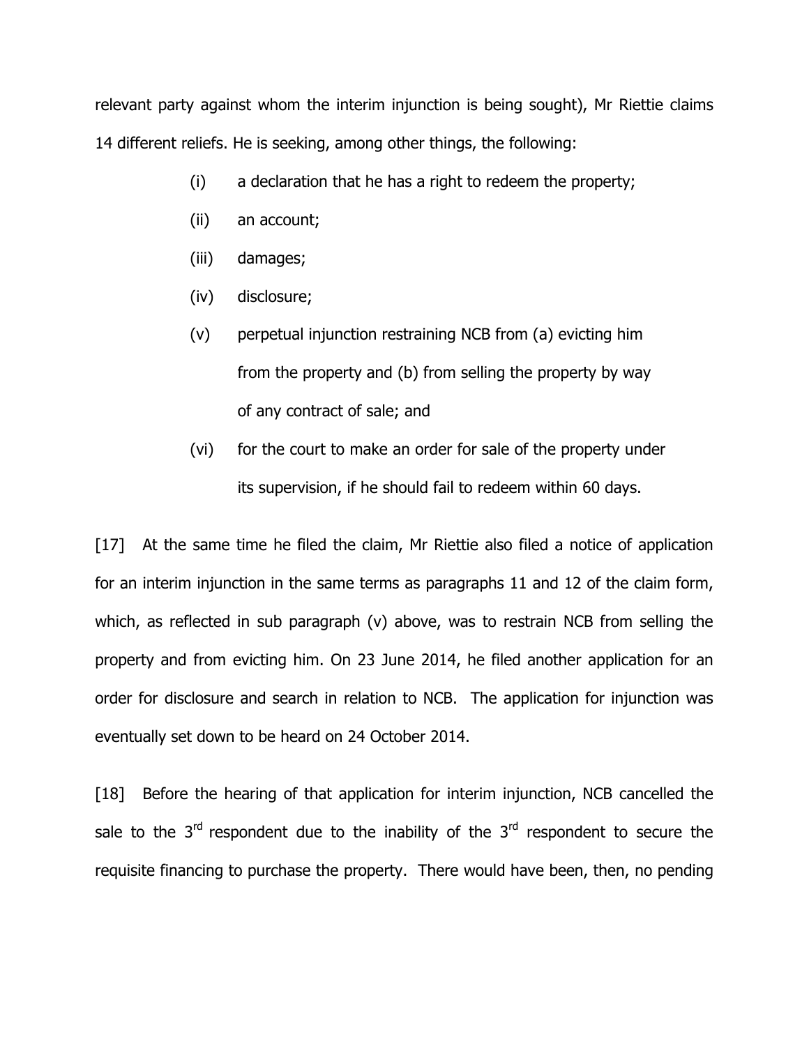relevant party against whom the interim injunction is being sought), Mr Riettie claims 14 different reliefs. He is seeking, among other things, the following:

> (i) a declaration that he has a right to redeem the property;
>
> (ii) an account;
>
> (iii) damages;
>
> (iv) disclosure;
>
> (v) perpetual injunction restraining NCB from (a) evicting him from the property and (b) from selling the property by way of any contract of sale; and
>
> (vi) for the court to make an order for sale of the property under its supervision, if he should fail to redeem within 60 days.

[17] At the same time he filed the claim, Mr Riettie also filed a notice of application for an interim injunction in the same terms as paragraphs 11 and 12 of the claim form, which, as reflected in sub paragraph (v) above, was to restrain NCB from selling the property and from evicting him. On 23 June 2014, he filed another application for an order for disclosure and search in relation to NCB. The application for injunction was eventually set down to be heard on 24 October 2014.

[18] Before the hearing of that application for interim injunction, NCB cancelled the sale to the 3rd respondent due to the inability of the 3rd respondent to secure the requisite financing to purchase the property. There would have been, then, no pending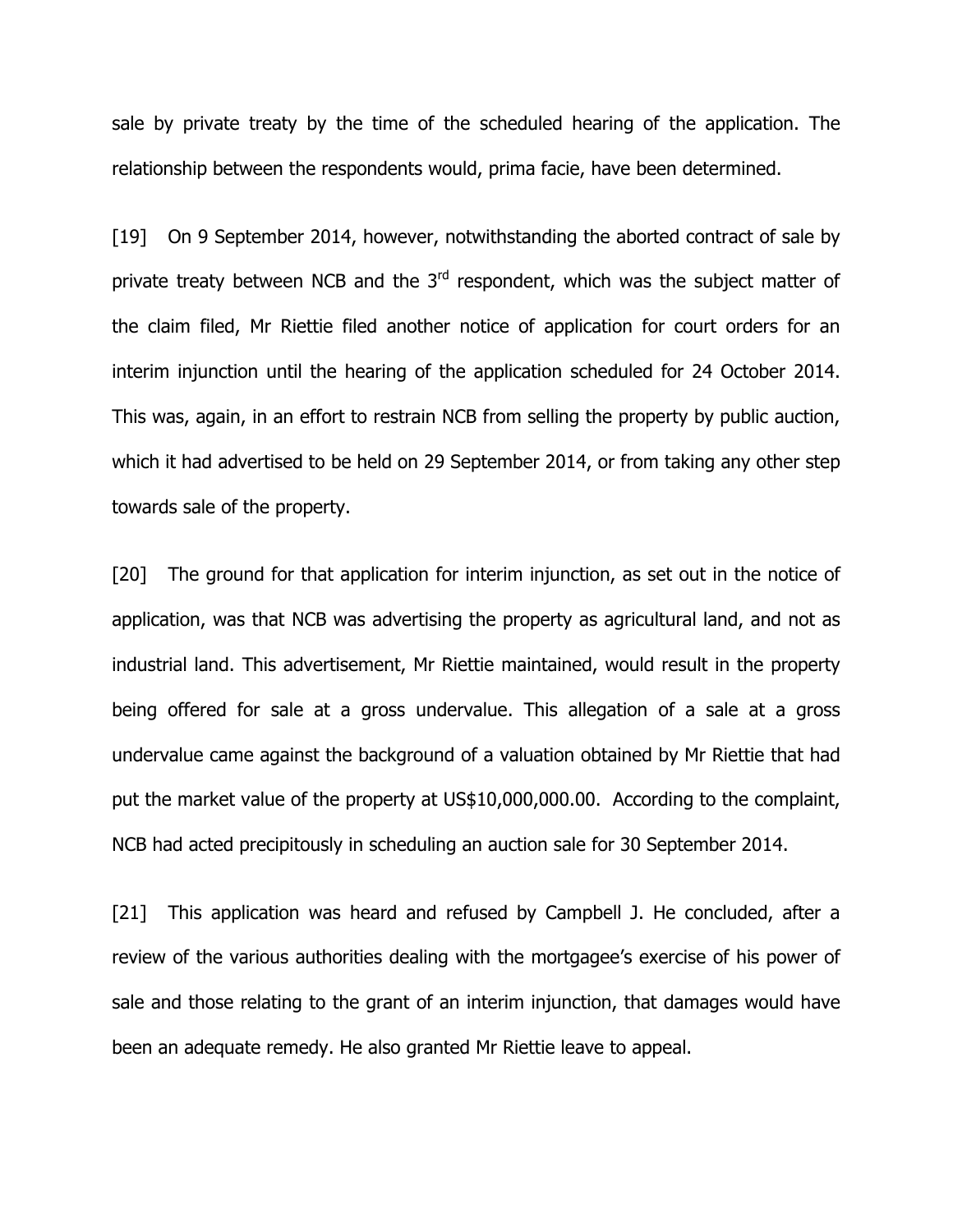sale by private treaty by the time of the scheduled hearing of the application. The relationship between the respondents would, prima facie, have been determined.

[19] On 9 September 2014, however, notwithstanding the aborted contract of sale by private treaty between NCB and the 3rd respondent, which was the subject matter of the claim filed, Mr Riettie filed another notice of application for court orders for an interim injunction until the hearing of the application scheduled for 24 October 2014. This was, again, in an effort to restrain NCB from selling the property by public auction, which it had advertised to be held on 29 September 2014, or from taking any other step towards sale of the property.

[20] The ground for that application for interim injunction, as set out in the notice of application, was that NCB was advertising the property as agricultural land, and not as industrial land. This advertisement, Mr Riettie maintained, would result in the property being offered for sale at a gross undervalue. This allegation of a sale at a gross undervalue came against the background of a valuation obtained by Mr Riettie that had put the market value of the property at US$10,000,000.00. According to the complaint, NCB had acted precipitously in scheduling an auction sale for 30 September 2014.

[21] This application was heard and refused by Campbell J. He concluded, after a review of the various authorities dealing with the mortgagee's exercise of his power of sale and those relating to the grant of an interim injunction, that damages would have been an adequate remedy. He also granted Mr Riettie leave to appeal.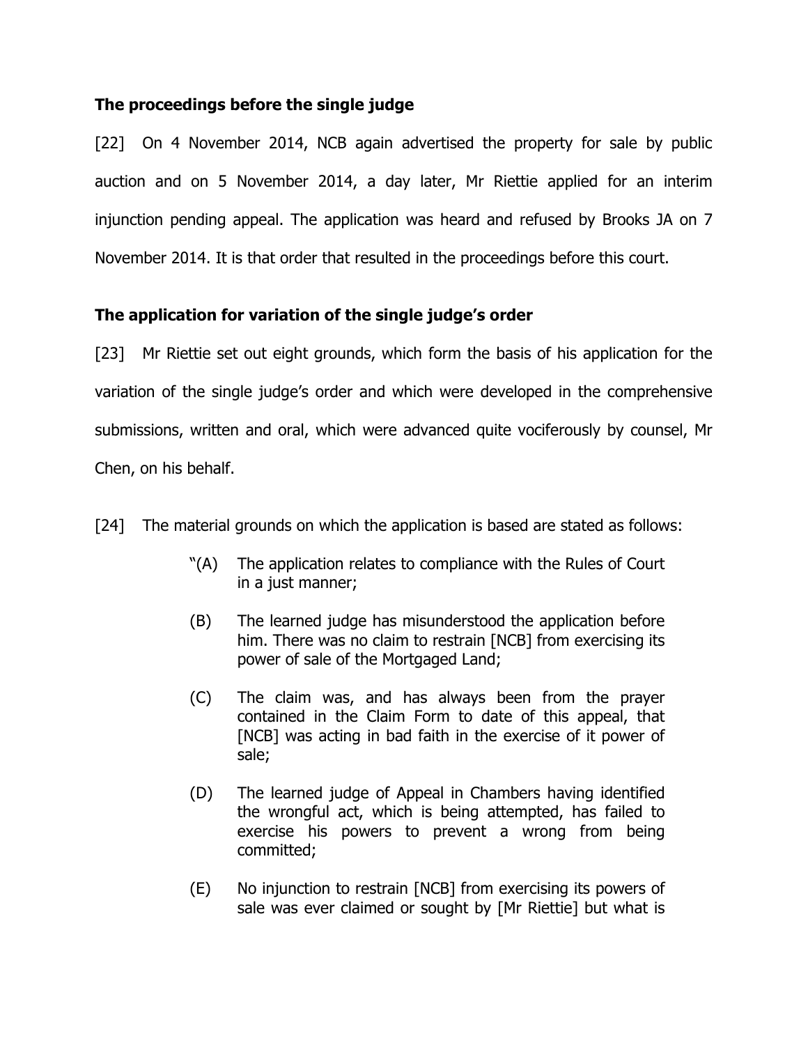### The proceedings before the single judge

[22] On 4 November 2014, NCB again advertised the property for sale by public auction and on 5 November 2014, a day later, Mr Riettie applied for an interim injunction pending appeal. The application was heard and refused by Brooks JA on 7 November 2014. It is that order that resulted in the proceedings before this court.

### The application for variation of the single judge's order

[23] Mr Riettie set out eight grounds, which form the basis of his application for the variation of the single judge's order and which were developed in the comprehensive submissions, written and oral, which were advanced quite vociferously by counsel, Mr Chen, on his behalf.

[24] The material grounds on which the application is based are stated as follows:

> "(A) The application relates to compliance with the Rules of Court in a just manner;
>
> (B) The learned judge has misunderstood the application before him. There was no claim to restrain [NCB] from exercising its power of sale of the Mortgaged Land;
>
> (C) The claim was, and has always been from the prayer contained in the Claim Form to date of this appeal, that [NCB] was acting in bad faith in the exercise of it power of sale;
>
> (D) The learned judge of Appeal in Chambers having identified the wrongful act, which is being attempted, has failed to exercise his powers to prevent a wrong from being committed;
>
> (E) No injunction to restrain [NCB] from exercising its powers of sale was ever claimed or sought by [Mr Riettie] but what is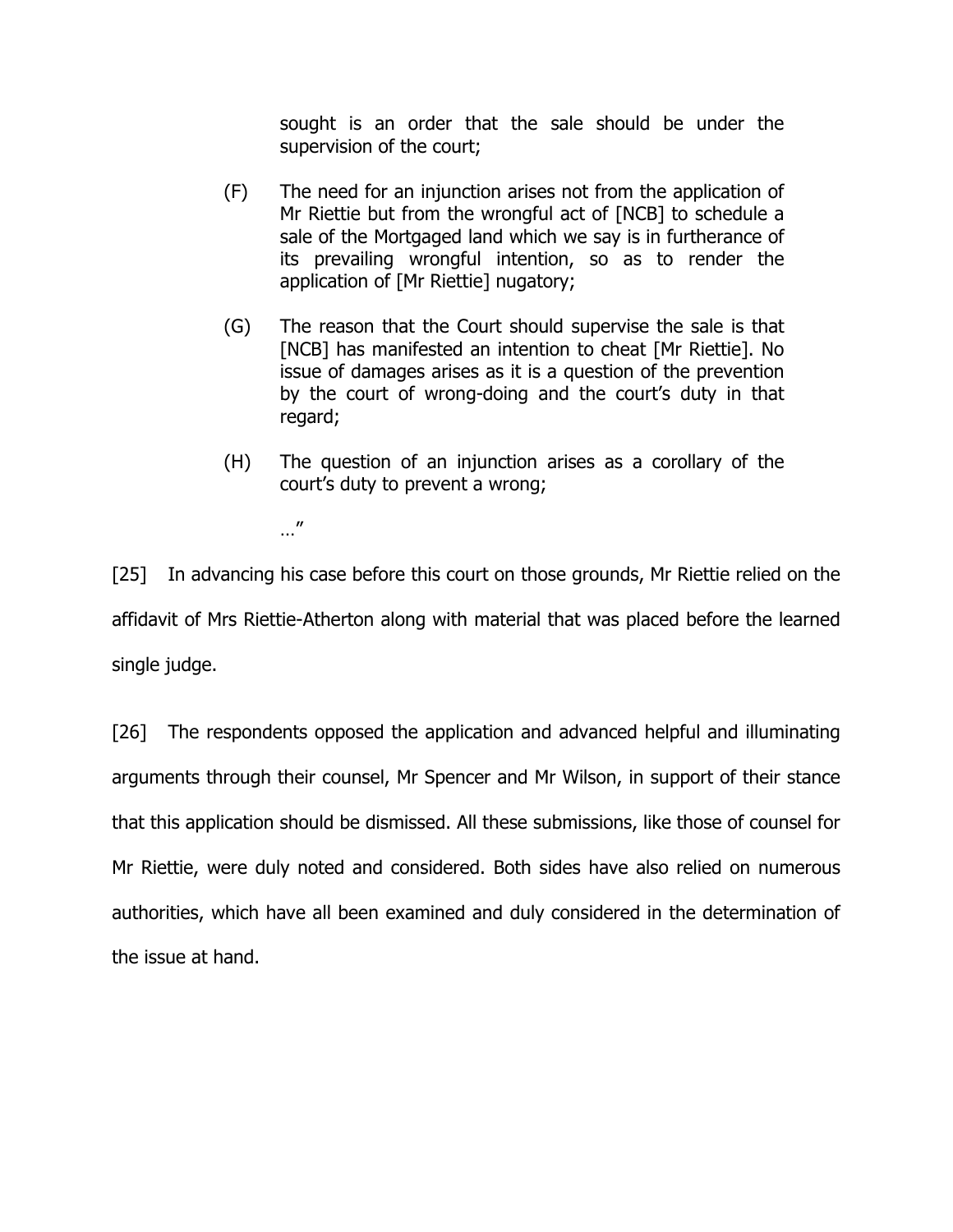sought is an order that the sale should be under the supervision of the court;

(F) The need for an injunction arises not from the application of Mr Riettie but from the wrongful act of [NCB] to schedule a sale of the Mortgaged land which we say is in furtherance of its prevailing wrongful intention, so as to render the application of [Mr Riettie] nugatory;

(G) The reason that the Court should supervise the sale is that [NCB] has manifested an intention to cheat [Mr Riettie]. No issue of damages arises as it is a question of the prevention by the court of wrong-doing and the court's duty in that regard;

(H) The question of an injunction arises as a corollary of the court's duty to prevent a wrong;

…"

[25] In advancing his case before this court on those grounds, Mr Riettie relied on the affidavit of Mrs Riettie-Atherton along with material that was placed before the learned single judge.

[26] The respondents opposed the application and advanced helpful and illuminating arguments through their counsel, Mr Spencer and Mr Wilson, in support of their stance that this application should be dismissed. All these submissions, like those of counsel for Mr Riettie, were duly noted and considered. Both sides have also relied on numerous authorities, which have all been examined and duly considered in the determination of the issue at hand.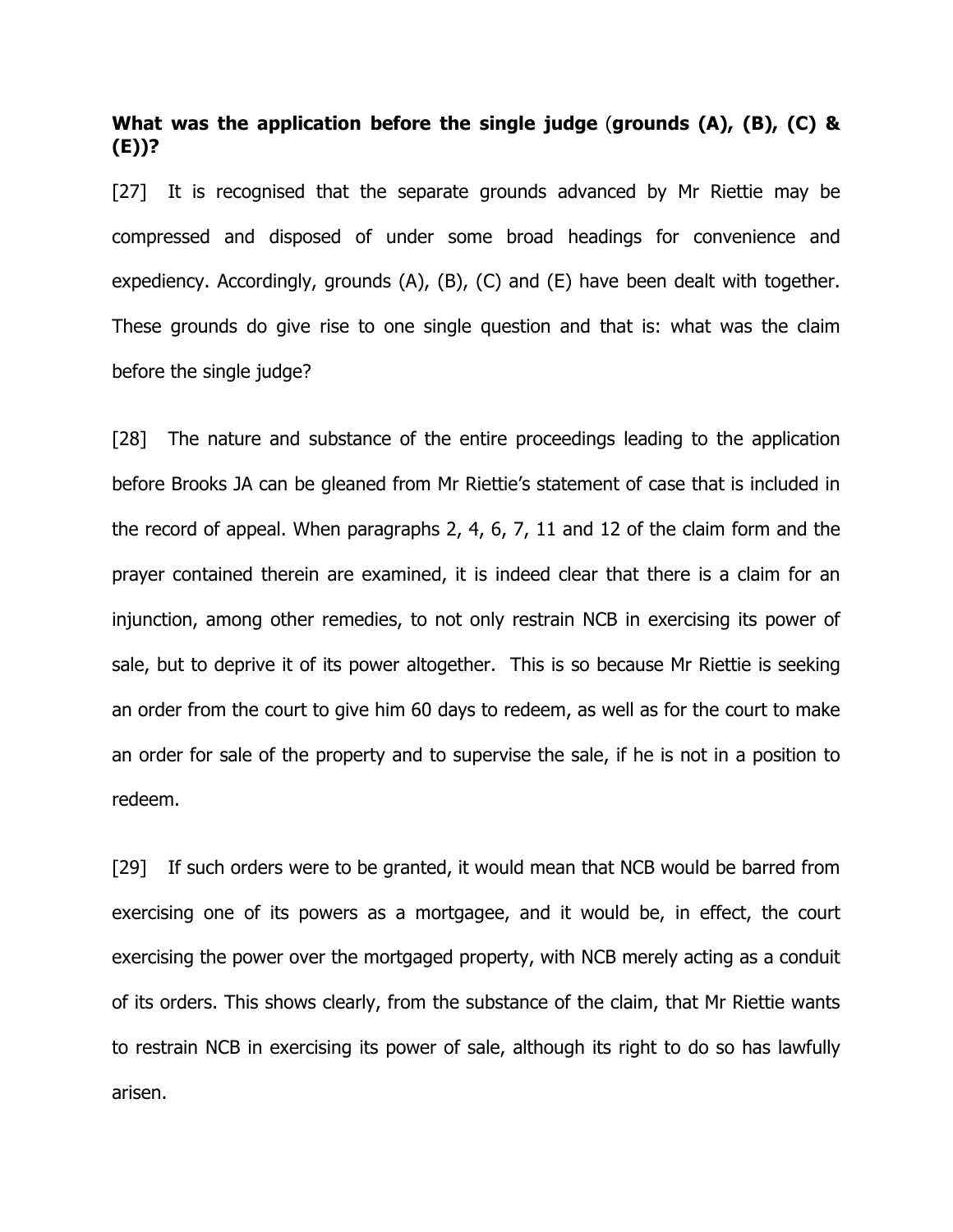**What was the application before the single judge (grounds (A), (B), (C) & (E))?**

[27] It is recognised that the separate grounds advanced by Mr Riettie may be compressed and disposed of under some broad headings for convenience and expediency. Accordingly, grounds (A), (B), (C) and (E) have been dealt with together. These grounds do give rise to one single question and that is: what was the claim before the single judge?

[28] The nature and substance of the entire proceedings leading to the application before Brooks JA can be gleaned from Mr Riettie's statement of case that is included in the record of appeal. When paragraphs 2, 4, 6, 7, 11 and 12 of the claim form and the prayer contained therein are examined, it is indeed clear that there is a claim for an injunction, among other remedies, to not only restrain NCB in exercising its power of sale, but to deprive it of its power altogether. This is so because Mr Riettie is seeking an order from the court to give him 60 days to redeem, as well as for the court to make an order for sale of the property and to supervise the sale, if he is not in a position to redeem.

[29] If such orders were to be granted, it would mean that NCB would be barred from exercising one of its powers as a mortgagee, and it would be, in effect, the court exercising the power over the mortgaged property, with NCB merely acting as a conduit of its orders. This shows clearly, from the substance of the claim, that Mr Riettie wants to restrain NCB in exercising its power of sale, although its right to do so has lawfully arisen.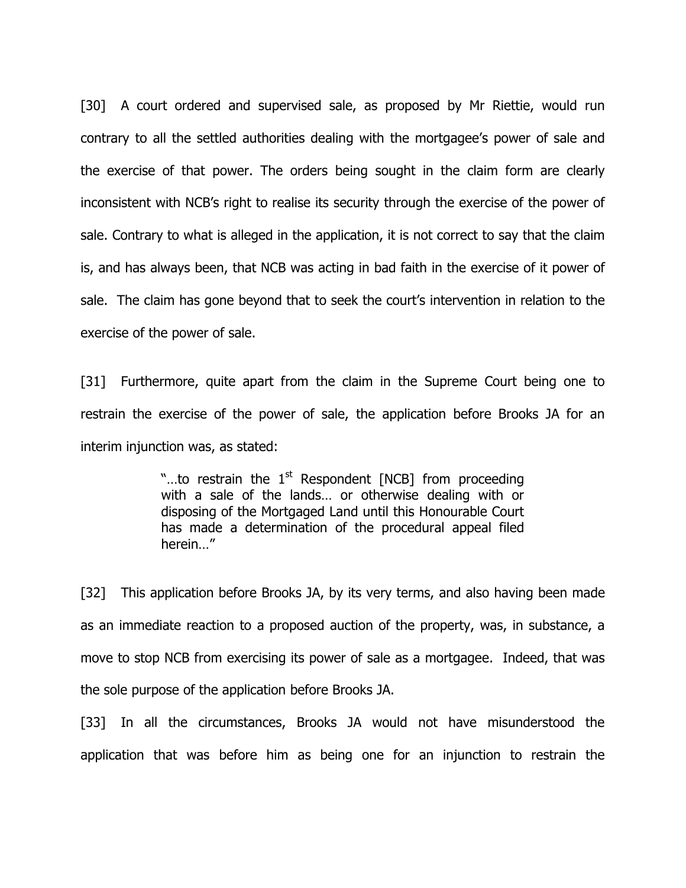[30] A court ordered and supervised sale, as proposed by Mr Riettie, would run contrary to all the settled authorities dealing with the mortgagee's power of sale and the exercise of that power. The orders being sought in the claim form are clearly inconsistent with NCB's right to realise its security through the exercise of the power of sale. Contrary to what is alleged in the application, it is not correct to say that the claim is, and has always been, that NCB was acting in bad faith in the exercise of it power of sale. The claim has gone beyond that to seek the court's intervention in relation to the exercise of the power of sale.

[31] Furthermore, quite apart from the claim in the Supreme Court being one to restrain the exercise of the power of sale, the application before Brooks JA for an interim injunction was, as stated:

> "…to restrain the 1st Respondent [NCB] from proceeding with a sale of the lands… or otherwise dealing with or disposing of the Mortgaged Land until this Honourable Court has made a determination of the procedural appeal filed herein…"

[32] This application before Brooks JA, by its very terms, and also having been made as an immediate reaction to a proposed auction of the property, was, in substance, a move to stop NCB from exercising its power of sale as a mortgagee. Indeed, that was the sole purpose of the application before Brooks JA.

[33] In all the circumstances, Brooks JA would not have misunderstood the application that was before him as being one for an injunction to restrain the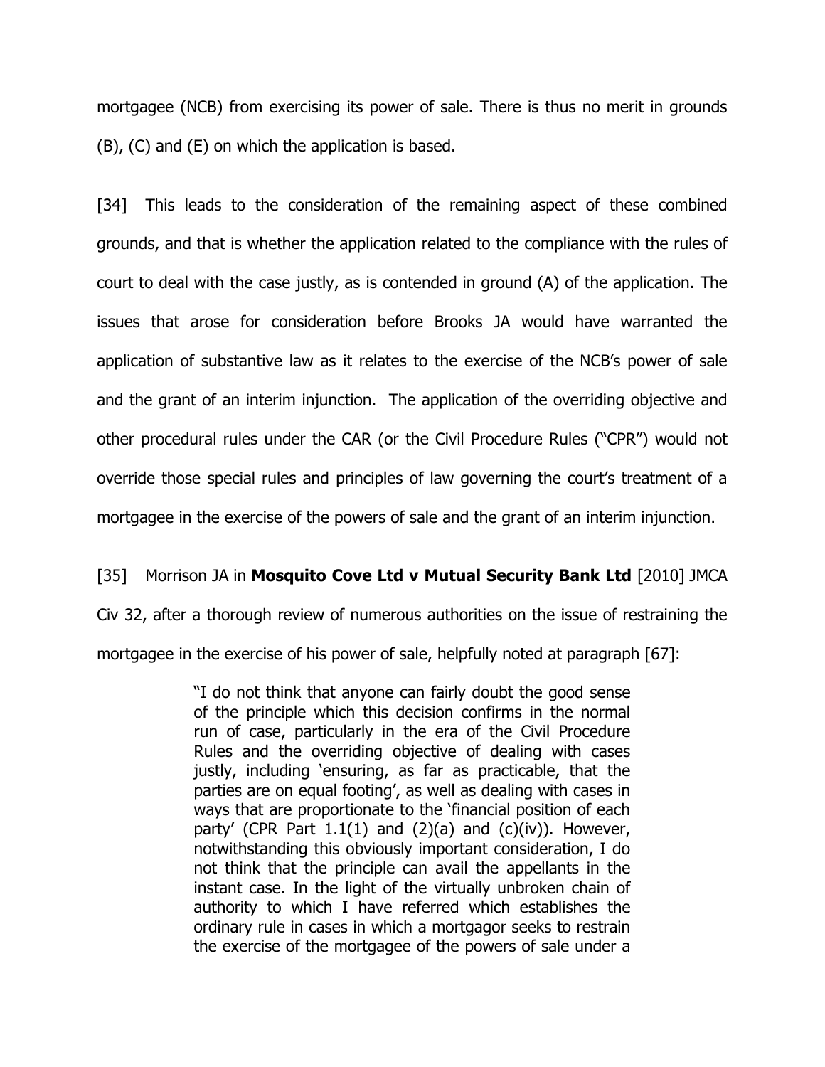mortgagee (NCB) from exercising its power of sale. There is thus no merit in grounds (B), (C) and (E) on which the application is based.

[34] This leads to the consideration of the remaining aspect of these combined grounds, and that is whether the application related to the compliance with the rules of court to deal with the case justly, as is contended in ground (A) of the application. The issues that arose for consideration before Brooks JA would have warranted the application of substantive law as it relates to the exercise of the NCB's power of sale and the grant of an interim injunction. The application of the overriding objective and other procedural rules under the CAR (or the Civil Procedure Rules ("CPR") would not override those special rules and principles of law governing the court's treatment of a mortgagee in the exercise of the powers of sale and the grant of an interim injunction.

[35] Morrison JA in **Mosquito Cove Ltd v Mutual Security Bank Ltd** [2010] JMCA Civ 32, after a thorough review of numerous authorities on the issue of restraining the mortgagee in the exercise of his power of sale, helpfully noted at paragraph [67]:

> "I do not think that anyone can fairly doubt the good sense of the principle which this decision confirms in the normal run of case, particularly in the era of the Civil Procedure Rules and the overriding objective of dealing with cases justly, including 'ensuring, as far as practicable, that the parties are on equal footing', as well as dealing with cases in ways that are proportionate to the 'financial position of each party' (CPR Part 1.1(1) and (2)(a) and (c)(iv)). However, notwithstanding this obviously important consideration, I do not think that the principle can avail the appellants in the instant case. In the light of the virtually unbroken chain of authority to which I have referred which establishes the ordinary rule in cases in which a mortgagor seeks to restrain the exercise of the mortgagee of the powers of sale under a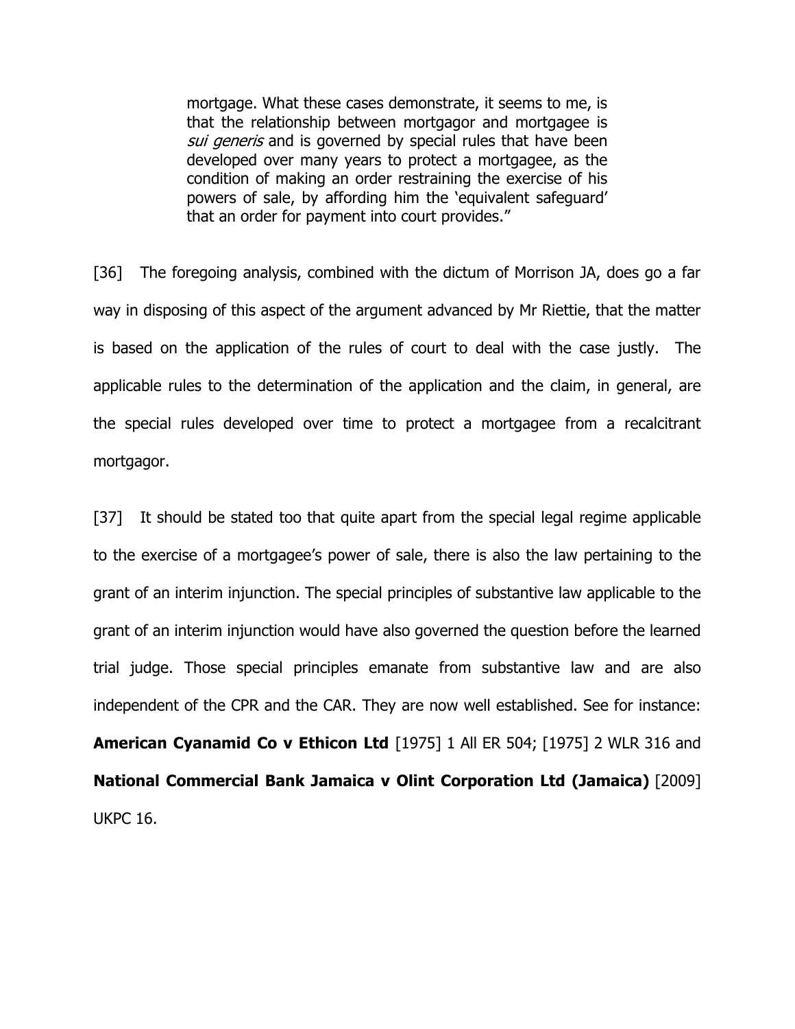> mortgage. What these cases demonstrate, it seems to me, is that the relationship between mortgagor and mortgagee is *sui generis* and is governed by special rules that have been developed over many years to protect a mortgagee, as the condition of making an order restraining the exercise of his powers of sale, by affording him the 'equivalent safeguard' that an order for payment into court provides."

[36] The foregoing analysis, combined with the dictum of Morrison JA, does go a far way in disposing of this aspect of the argument advanced by Mr Riettie, that the matter is based on the application of the rules of court to deal with the case justly. The applicable rules to the determination of the application and the claim, in general, are the special rules developed over time to protect a mortgagee from a recalcitrant mortgagor.

[37] It should be stated too that quite apart from the special legal regime applicable to the exercise of a mortgagee's power of sale, there is also the law pertaining to the grant of an interim injunction. The special principles of substantive law applicable to the grant of an interim injunction would have also governed the question before the learned trial judge. Those special principles emanate from substantive law and are also independent of the CPR and the CAR. They are now well established. See for instance: **American Cyanamid Co v Ethicon Ltd** [1975] 1 All ER 504; [1975] 2 WLR 316 and **National Commercial Bank Jamaica v Olint Corporation Ltd (Jamaica)** [2009] UKPC 16.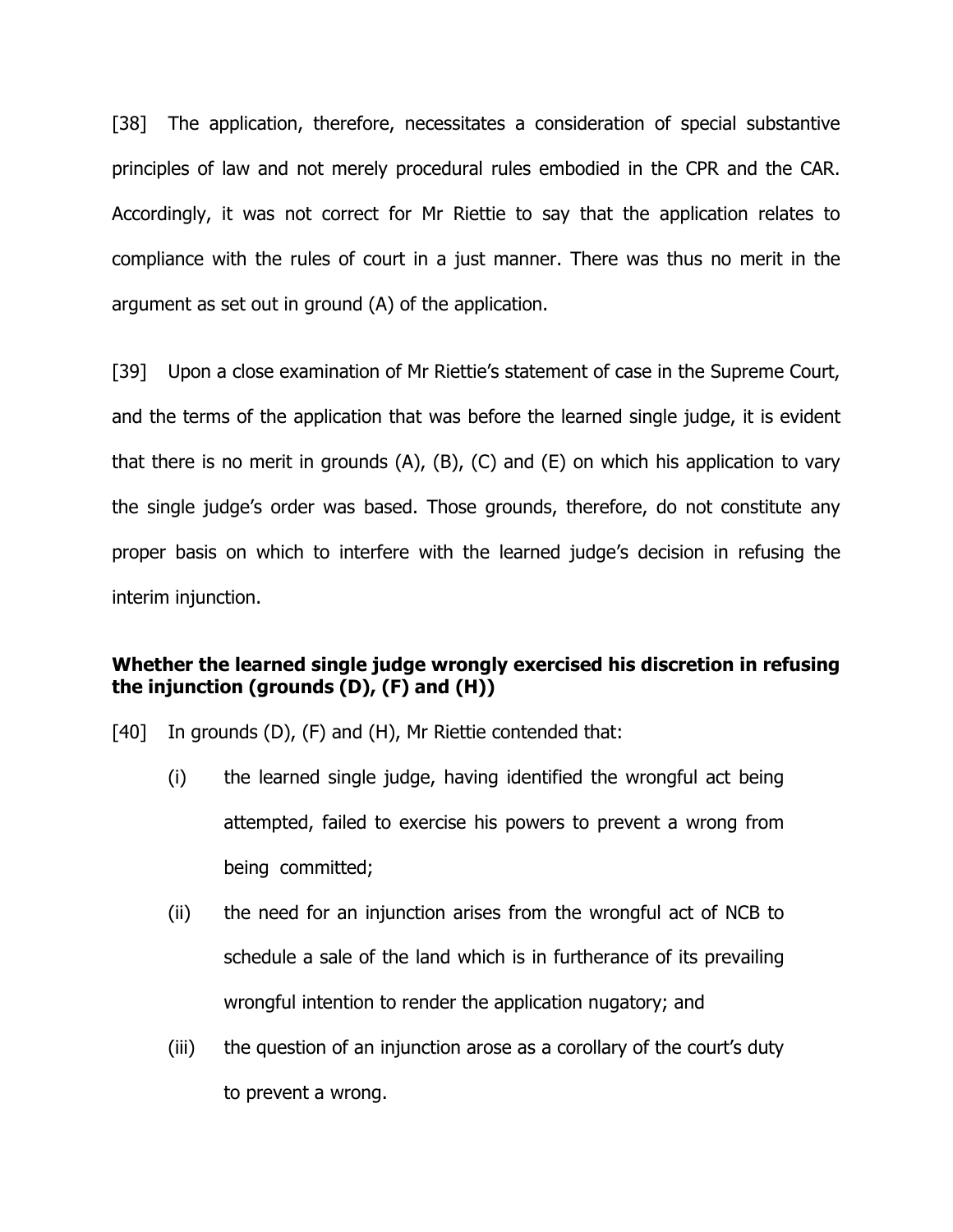[38] The application, therefore, necessitates a consideration of special substantive principles of law and not merely procedural rules embodied in the CPR and the CAR. Accordingly, it was not correct for Mr Riettie to say that the application relates to compliance with the rules of court in a just manner. There was thus no merit in the argument as set out in ground (A) of the application.

[39] Upon a close examination of Mr Riettie's statement of case in the Supreme Court, and the terms of the application that was before the learned single judge, it is evident that there is no merit in grounds (A), (B), (C) and (E) on which his application to vary the single judge's order was based. Those grounds, therefore, do not constitute any proper basis on which to interfere with the learned judge's decision in refusing the interim injunction.

**Whether the learned single judge wrongly exercised his discretion in refusing the injunction (grounds (D), (F) and (H))**

[40] In grounds (D), (F) and (H), Mr Riettie contended that:

(i) the learned single judge, having identified the wrongful act being attempted, failed to exercise his powers to prevent a wrong from being committed;

(ii) the need for an injunction arises from the wrongful act of NCB to schedule a sale of the land which is in furtherance of its prevailing wrongful intention to render the application nugatory; and

(iii) the question of an injunction arose as a corollary of the court's duty to prevent a wrong.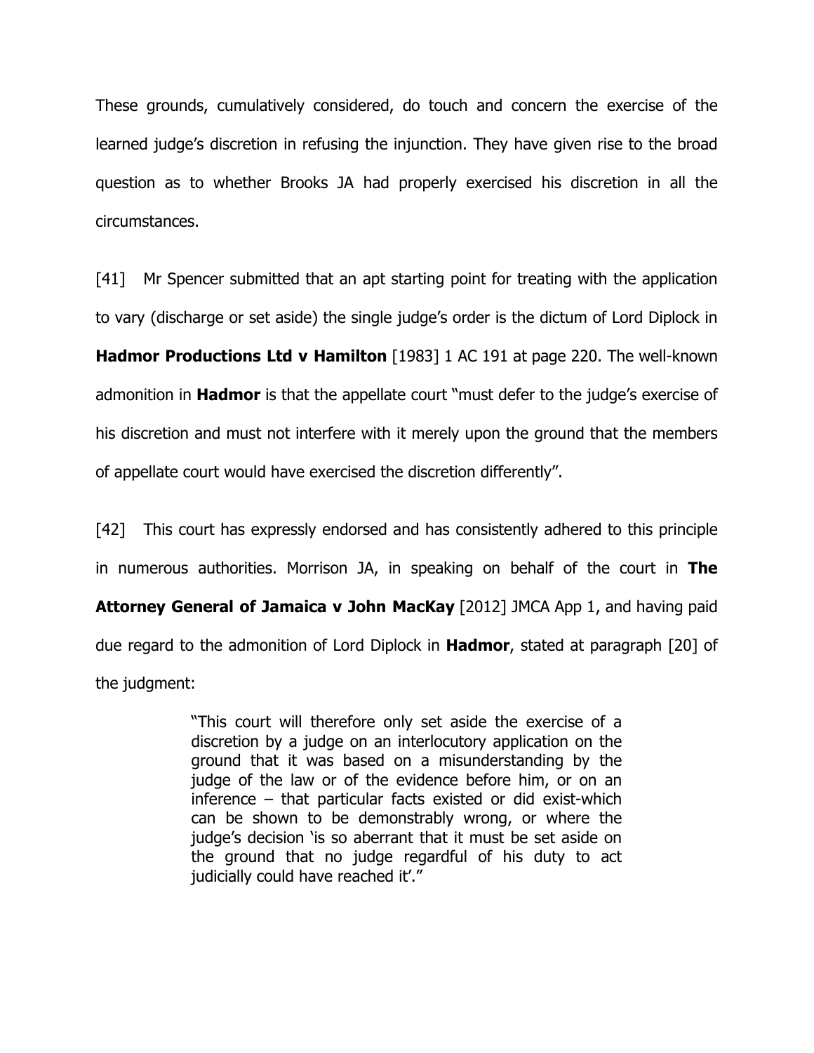These grounds, cumulatively considered, do touch and concern the exercise of the learned judge's discretion in refusing the injunction. They have given rise to the broad question as to whether Brooks JA had properly exercised his discretion in all the circumstances.

[41] Mr Spencer submitted that an apt starting point for treating with the application to vary (discharge or set aside) the single judge's order is the dictum of Lord Diplock in **Hadmor Productions Ltd v Hamilton** [1983] 1 AC 191 at page 220. The well-known admonition in **Hadmor** is that the appellate court "must defer to the judge's exercise of his discretion and must not interfere with it merely upon the ground that the members of appellate court would have exercised the discretion differently".

[42] This court has expressly endorsed and has consistently adhered to this principle in numerous authorities. Morrison JA, in speaking on behalf of the court in **The Attorney General of Jamaica v John MacKay** [2012] JMCA App 1, and having paid due regard to the admonition of Lord Diplock in **Hadmor**, stated at paragraph [20] of the judgment:

> "This court will therefore only set aside the exercise of a discretion by a judge on an interlocutory application on the ground that it was based on a misunderstanding by the judge of the law or of the evidence before him, or on an inference – that particular facts existed or did exist-which can be shown to be demonstrably wrong, or where the judge's decision 'is so aberrant that it must be set aside on the ground that no judge regardful of his duty to act judicially could have reached it'."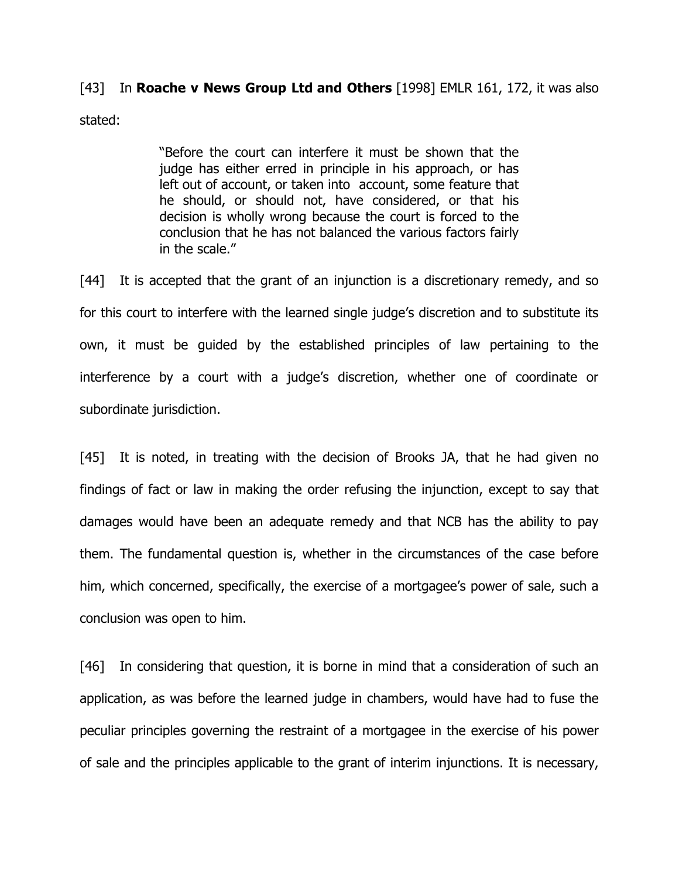[43] In **Roache v News Group Ltd and Others** [1998] EMLR 161, 172, it was also stated:

> "Before the court can interfere it must be shown that the judge has either erred in principle in his approach, or has left out of account, or taken into account, some feature that he should, or should not, have considered, or that his decision is wholly wrong because the court is forced to the conclusion that he has not balanced the various factors fairly in the scale."

[44] It is accepted that the grant of an injunction is a discretionary remedy, and so for this court to interfere with the learned single judge's discretion and to substitute its own, it must be guided by the established principles of law pertaining to the interference by a court with a judge's discretion, whether one of coordinate or subordinate jurisdiction.

[45] It is noted, in treating with the decision of Brooks JA, that he had given no findings of fact or law in making the order refusing the injunction, except to say that damages would have been an adequate remedy and that NCB has the ability to pay them. The fundamental question is, whether in the circumstances of the case before him, which concerned, specifically, the exercise of a mortgagee's power of sale, such a conclusion was open to him.

[46] In considering that question, it is borne in mind that a consideration of such an application, as was before the learned judge in chambers, would have had to fuse the peculiar principles governing the restraint of a mortgagee in the exercise of his power of sale and the principles applicable to the grant of interim injunctions. It is necessary,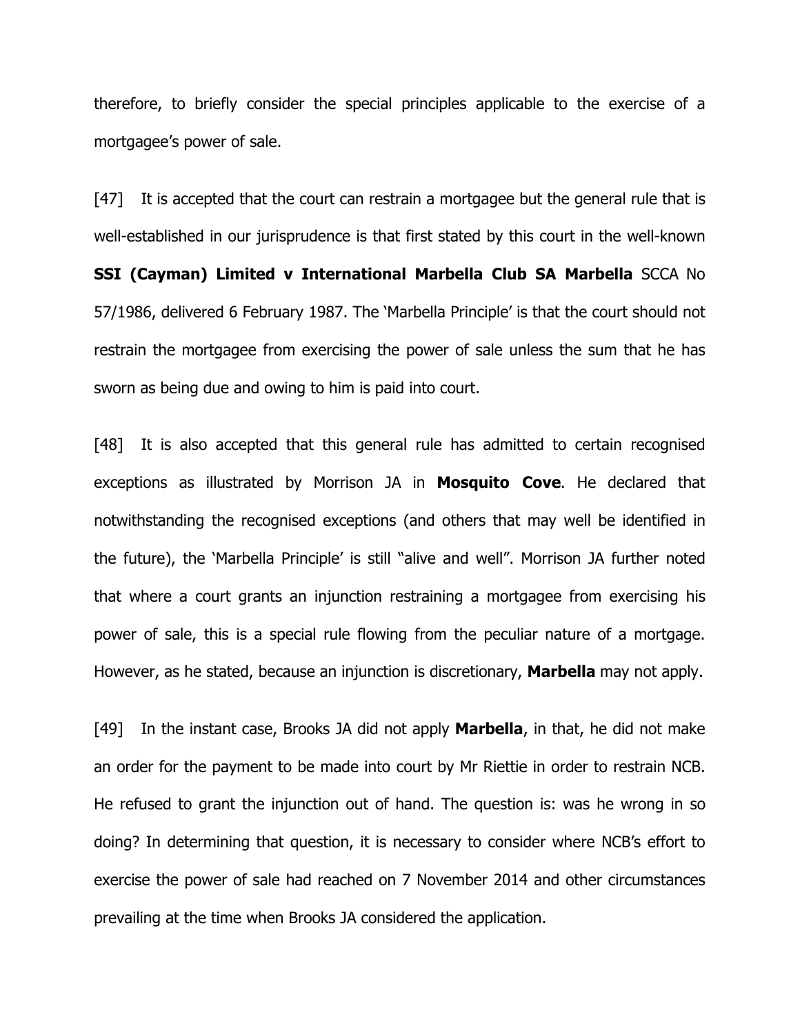therefore, to briefly consider the special principles applicable to the exercise of a mortgagee's power of sale.

[47] It is accepted that the court can restrain a mortgagee but the general rule that is well-established in our jurisprudence is that first stated by this court in the well-known **SSI (Cayman) Limited v International Marbella Club SA Marbella** SCCA No 57/1986, delivered 6 February 1987. The 'Marbella Principle' is that the court should not restrain the mortgagee from exercising the power of sale unless the sum that he has sworn as being due and owing to him is paid into court.

[48] It is also accepted that this general rule has admitted to certain recognised exceptions as illustrated by Morrison JA in **Mosquito Cove**. He declared that notwithstanding the recognised exceptions (and others that may well be identified in the future), the 'Marbella Principle' is still "alive and well". Morrison JA further noted that where a court grants an injunction restraining a mortgagee from exercising his power of sale, this is a special rule flowing from the peculiar nature of a mortgage. However, as he stated, because an injunction is discretionary, **Marbella** may not apply.

[49] In the instant case, Brooks JA did not apply **Marbella**, in that, he did not make an order for the payment to be made into court by Mr Riettie in order to restrain NCB. He refused to grant the injunction out of hand. The question is: was he wrong in so doing? In determining that question, it is necessary to consider where NCB's effort to exercise the power of sale had reached on 7 November 2014 and other circumstances prevailing at the time when Brooks JA considered the application.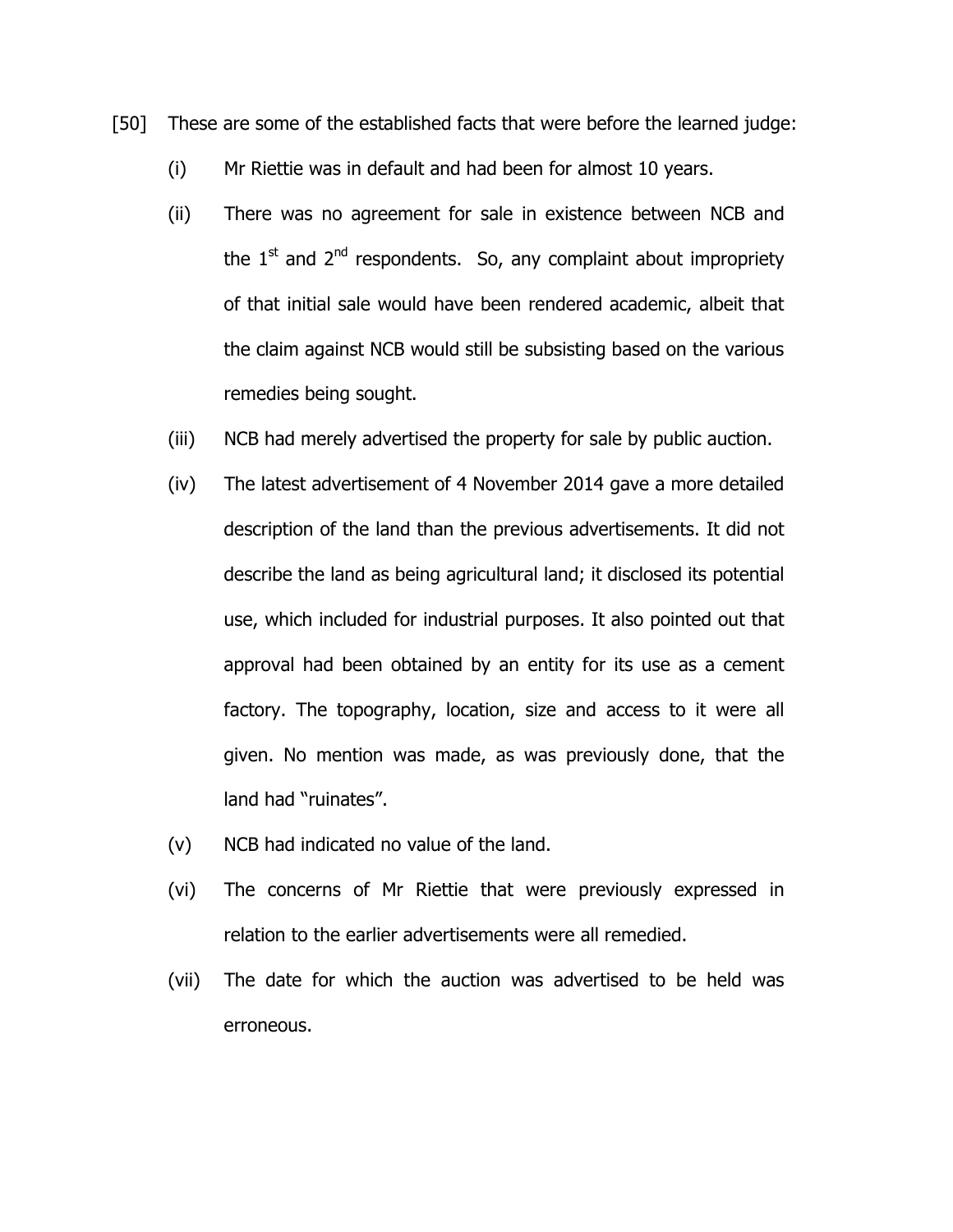[50] These are some of the established facts that were before the learned judge:

(i) Mr Riettie was in default and had been for almost 10 years.

(ii) There was no agreement for sale in existence between NCB and the 1st and 2nd respondents. So, any complaint about impropriety of that initial sale would have been rendered academic, albeit that the claim against NCB would still be subsisting based on the various remedies being sought.

(iii) NCB had merely advertised the property for sale by public auction.

(iv) The latest advertisement of 4 November 2014 gave a more detailed description of the land than the previous advertisements. It did not describe the land as being agricultural land; it disclosed its potential use, which included for industrial purposes. It also pointed out that approval had been obtained by an entity for its use as a cement factory. The topography, location, size and access to it were all given. No mention was made, as was previously done, that the land had "ruinates".

(v) NCB had indicated no value of the land.

(vi) The concerns of Mr Riettie that were previously expressed in relation to the earlier advertisements were all remedied.

(vii) The date for which the auction was advertised to be held was erroneous.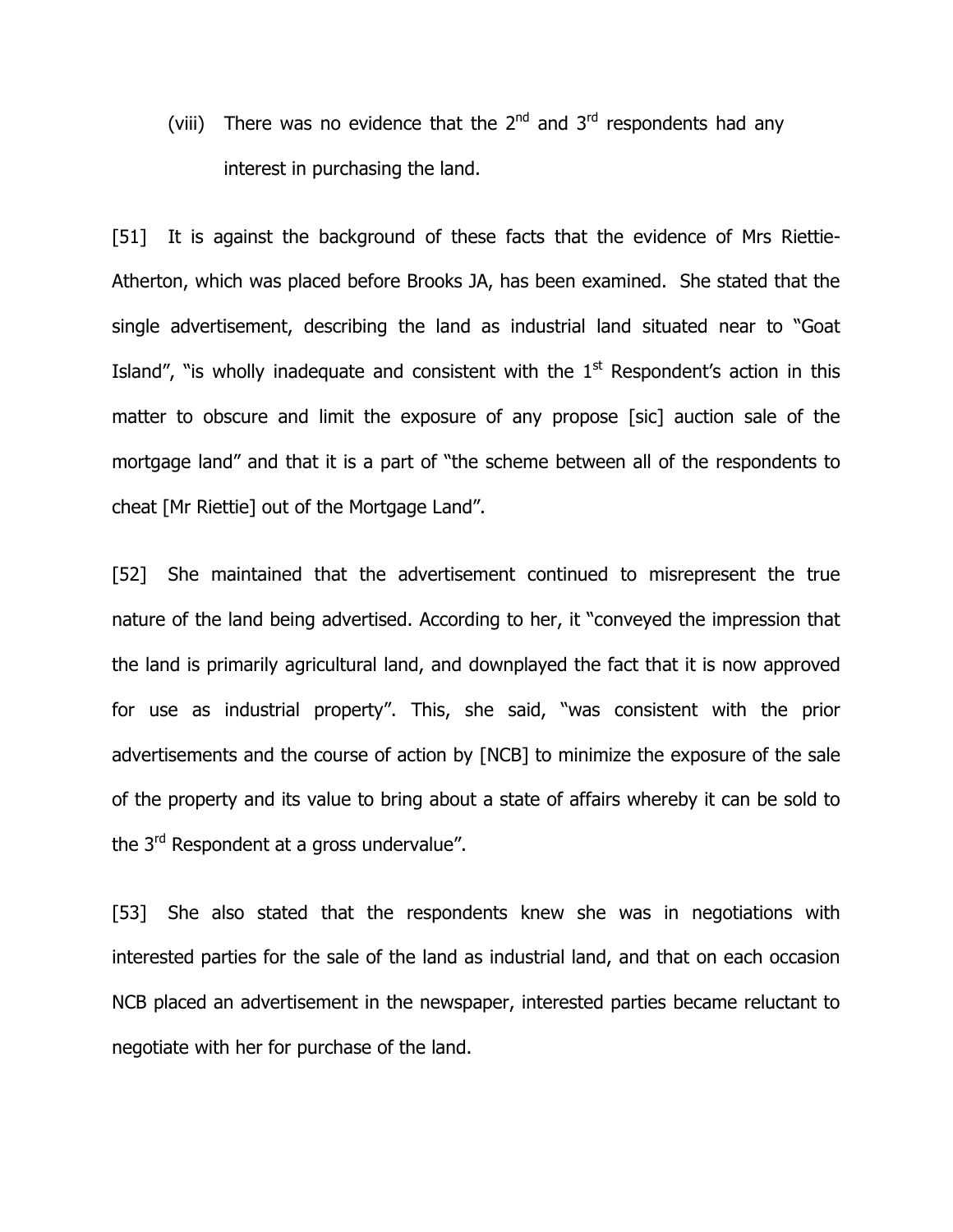(viii) There was no evidence that the 2nd and 3rd respondents had any interest in purchasing the land.

[51] It is against the background of these facts that the evidence of Mrs Riettie-Atherton, which was placed before Brooks JA, has been examined. She stated that the single advertisement, describing the land as industrial land situated near to "Goat Island", "is wholly inadequate and consistent with the 1st Respondent's action in this matter to obscure and limit the exposure of any propose [sic] auction sale of the mortgage land" and that it is a part of "the scheme between all of the respondents to cheat [Mr Riettie] out of the Mortgage Land".

[52] She maintained that the advertisement continued to misrepresent the true nature of the land being advertised. According to her, it "conveyed the impression that the land is primarily agricultural land, and downplayed the fact that it is now approved for use as industrial property". This, she said, "was consistent with the prior advertisements and the course of action by [NCB] to minimize the exposure of the sale of the property and its value to bring about a state of affairs whereby it can be sold to the 3rd Respondent at a gross undervalue".

[53] She also stated that the respondents knew she was in negotiations with interested parties for the sale of the land as industrial land, and that on each occasion NCB placed an advertisement in the newspaper, interested parties became reluctant to negotiate with her for purchase of the land.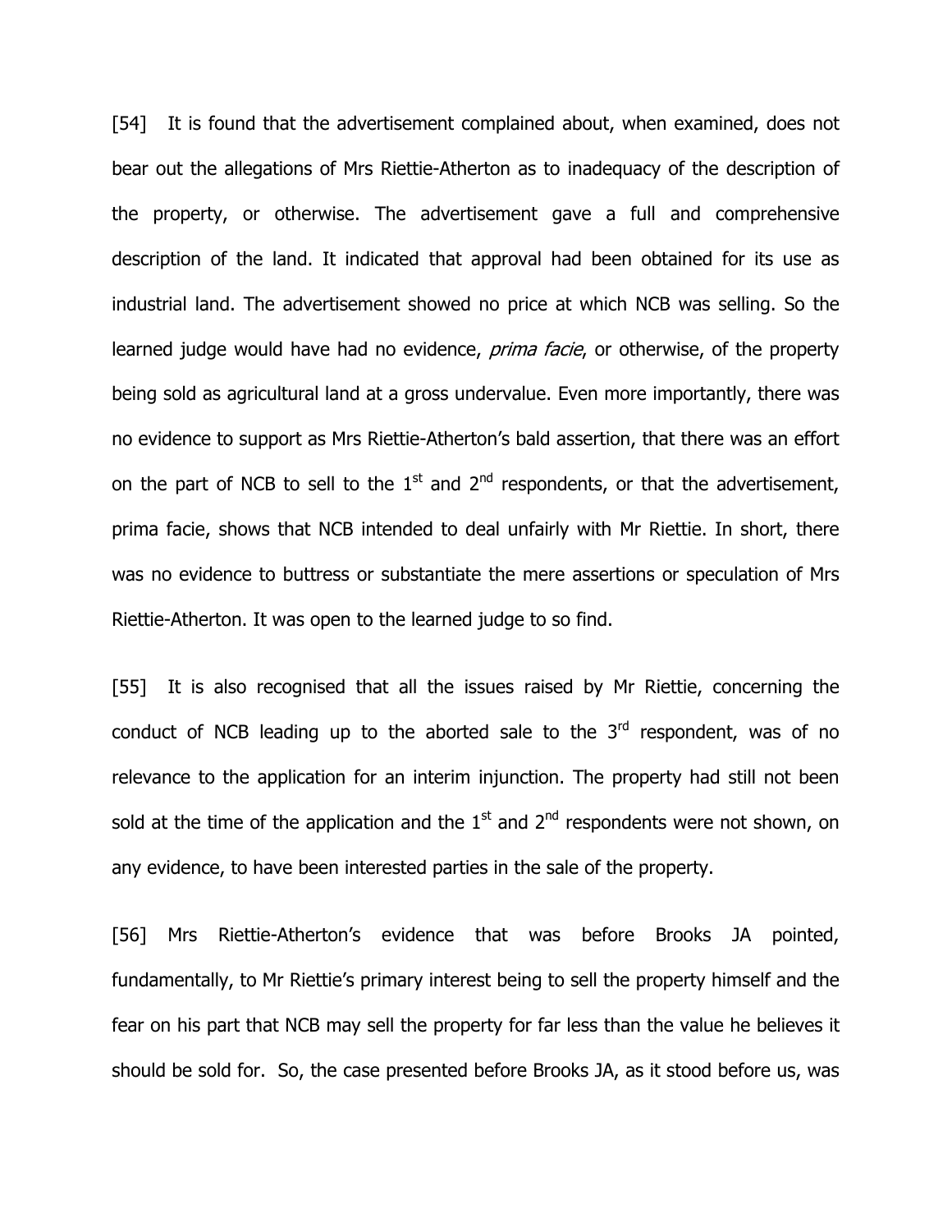[54] It is found that the advertisement complained about, when examined, does not bear out the allegations of Mrs Riettie-Atherton as to inadequacy of the description of the property, or otherwise. The advertisement gave a full and comprehensive description of the land. It indicated that approval had been obtained for its use as industrial land. The advertisement showed no price at which NCB was selling. So the learned judge would have had no evidence, *prima facie*, or otherwise, of the property being sold as agricultural land at a gross undervalue. Even more importantly, there was no evidence to support as Mrs Riettie-Atherton's bald assertion, that there was an effort on the part of NCB to sell to the 1st and 2nd respondents, or that the advertisement, prima facie, shows that NCB intended to deal unfairly with Mr Riettie. In short, there was no evidence to buttress or substantiate the mere assertions or speculation of Mrs Riettie-Atherton. It was open to the learned judge to so find.

[55] It is also recognised that all the issues raised by Mr Riettie, concerning the conduct of NCB leading up to the aborted sale to the 3rd respondent, was of no relevance to the application for an interim injunction. The property had still not been sold at the time of the application and the 1st and 2nd respondents were not shown, on any evidence, to have been interested parties in the sale of the property.

[56] Mrs Riettie-Atherton's evidence that was before Brooks JA pointed, fundamentally, to Mr Riettie's primary interest being to sell the property himself and the fear on his part that NCB may sell the property for far less than the value he believes it should be sold for. So, the case presented before Brooks JA, as it stood before us, was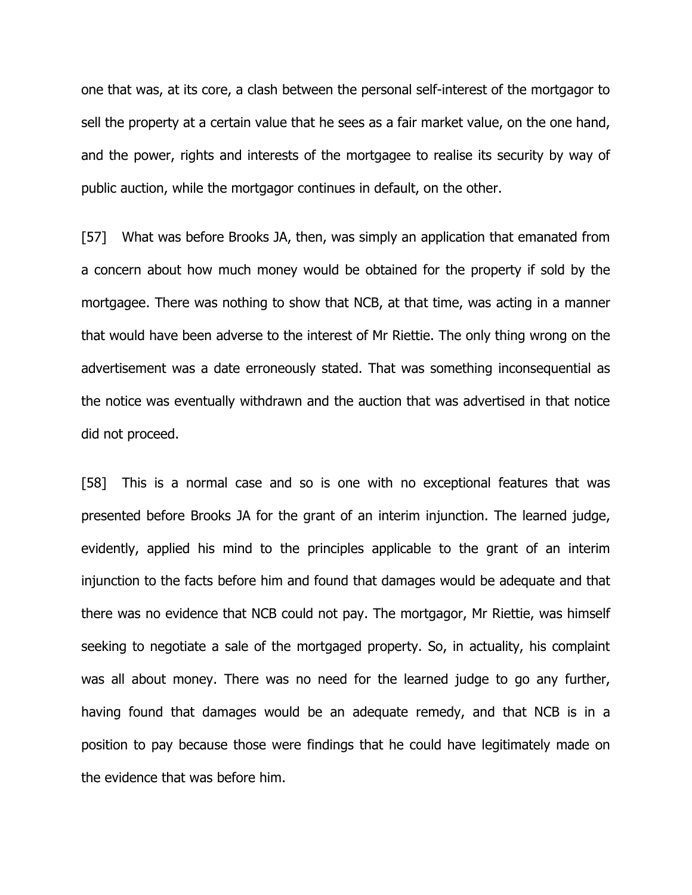one that was, at its core, a clash between the personal self-interest of the mortgagor to sell the property at a certain value that he sees as a fair market value, on the one hand, and the power, rights and interests of the mortgagee to realise its security by way of public auction, while the mortgagor continues in default, on the other.

[57] What was before Brooks JA, then, was simply an application that emanated from a concern about how much money would be obtained for the property if sold by the mortgagee. There was nothing to show that NCB, at that time, was acting in a manner that would have been adverse to the interest of Mr Riettie. The only thing wrong on the advertisement was a date erroneously stated. That was something inconsequential as the notice was eventually withdrawn and the auction that was advertised in that notice did not proceed.

[58] This is a normal case and so is one with no exceptional features that was presented before Brooks JA for the grant of an interim injunction. The learned judge, evidently, applied his mind to the principles applicable to the grant of an interim injunction to the facts before him and found that damages would be adequate and that there was no evidence that NCB could not pay. The mortgagor, Mr Riettie, was himself seeking to negotiate a sale of the mortgaged property. So, in actuality, his complaint was all about money. There was no need for the learned judge to go any further, having found that damages would be an adequate remedy, and that NCB is in a position to pay because those were findings that he could have legitimately made on the evidence that was before him.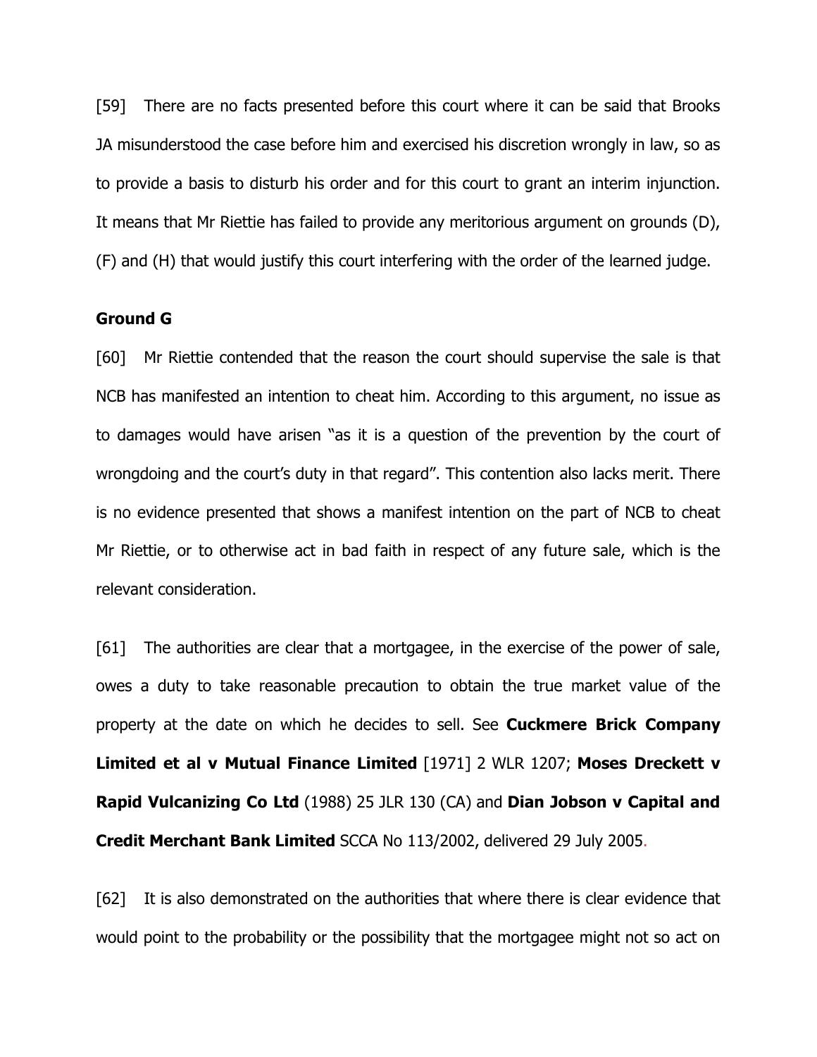[59] There are no facts presented before this court where it can be said that Brooks JA misunderstood the case before him and exercised his discretion wrongly in law, so as to provide a basis to disturb his order and for this court to grant an interim injunction. It means that Mr Riettie has failed to provide any meritorious argument on grounds (D), (F) and (H) that would justify this court interfering with the order of the learned judge.

**Ground G**

[60] Mr Riettie contended that the reason the court should supervise the sale is that NCB has manifested an intention to cheat him. According to this argument, no issue as to damages would have arisen "as it is a question of the prevention by the court of wrongdoing and the court's duty in that regard". This contention also lacks merit. There is no evidence presented that shows a manifest intention on the part of NCB to cheat Mr Riettie, or to otherwise act in bad faith in respect of any future sale, which is the relevant consideration.

[61] The authorities are clear that a mortgagee, in the exercise of the power of sale, owes a duty to take reasonable precaution to obtain the true market value of the property at the date on which he decides to sell. See **Cuckmere Brick Company Limited et al v Mutual Finance Limited** [1971] 2 WLR 1207; **Moses Dreckett v Rapid Vulcanizing Co Ltd** (1988) 25 JLR 130 (CA) and **Dian Jobson v Capital and Credit Merchant Bank Limited** SCCA No 113/2002, delivered 29 July 2005.

[62] It is also demonstrated on the authorities that where there is clear evidence that would point to the probability or the possibility that the mortgagee might not so act on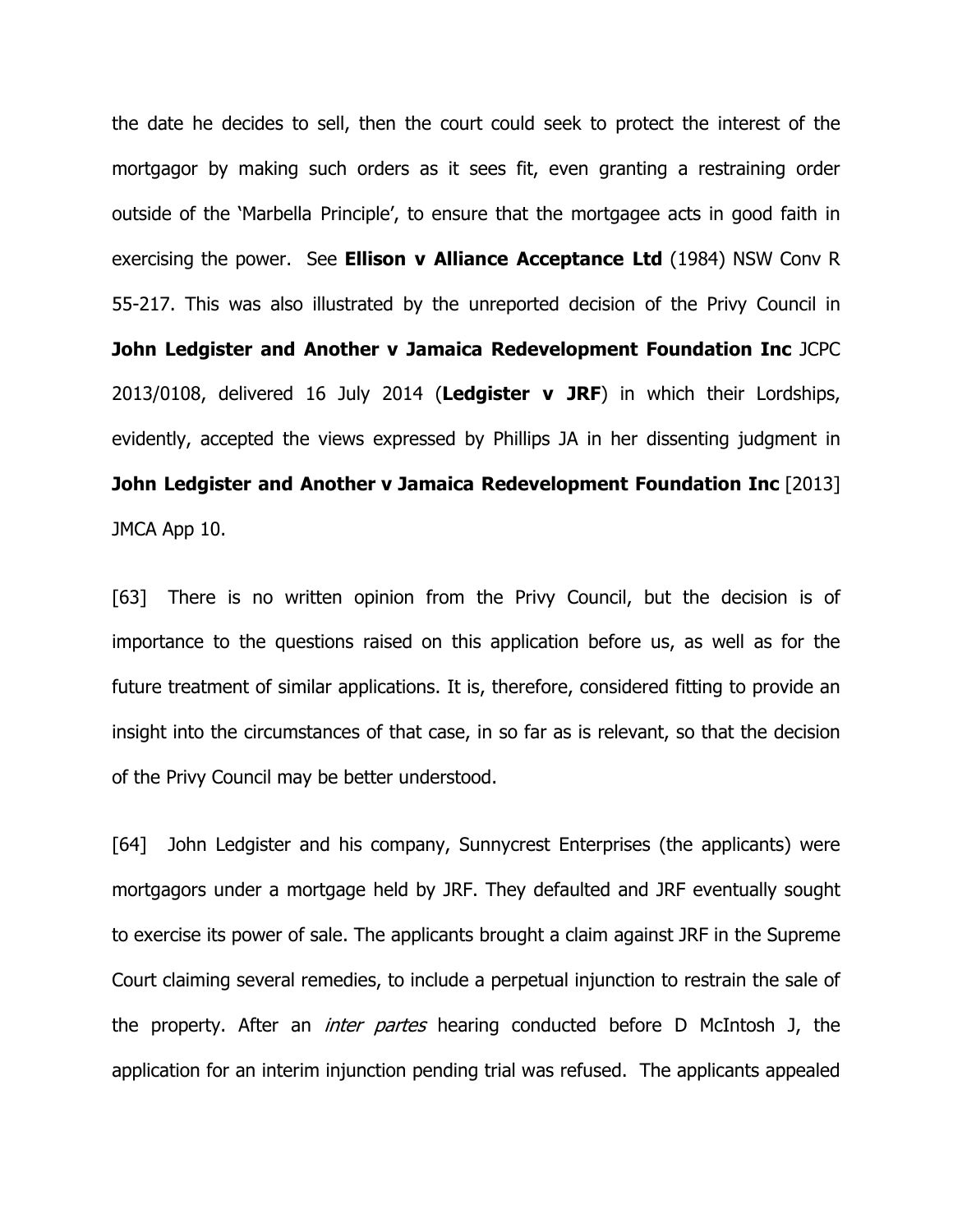the date he decides to sell, then the court could seek to protect the interest of the mortgagor by making such orders as it sees fit, even granting a restraining order outside of the 'Marbella Principle', to ensure that the mortgagee acts in good faith in exercising the power. See **Ellison v Alliance Acceptance Ltd** (1984) NSW Conv R 55-217. This was also illustrated by the unreported decision of the Privy Council in **John Ledgister and Another v Jamaica Redevelopment Foundation Inc** JCPC 2013/0108, delivered 16 July 2014 (**Ledgister v JRF**) in which their Lordships, evidently, accepted the views expressed by Phillips JA in her dissenting judgment in **John Ledgister and Another v Jamaica Redevelopment Foundation Inc** [2013] JMCA App 10.

[63] There is no written opinion from the Privy Council, but the decision is of importance to the questions raised on this application before us, as well as for the future treatment of similar applications. It is, therefore, considered fitting to provide an insight into the circumstances of that case, in so far as is relevant, so that the decision of the Privy Council may be better understood.

[64] John Ledgister and his company, Sunnycrest Enterprises (the applicants) were mortgagors under a mortgage held by JRF. They defaulted and JRF eventually sought to exercise its power of sale. The applicants brought a claim against JRF in the Supreme Court claiming several remedies, to include a perpetual injunction to restrain the sale of the property. After an *inter partes* hearing conducted before D McIntosh J, the application for an interim injunction pending trial was refused. The applicants appealed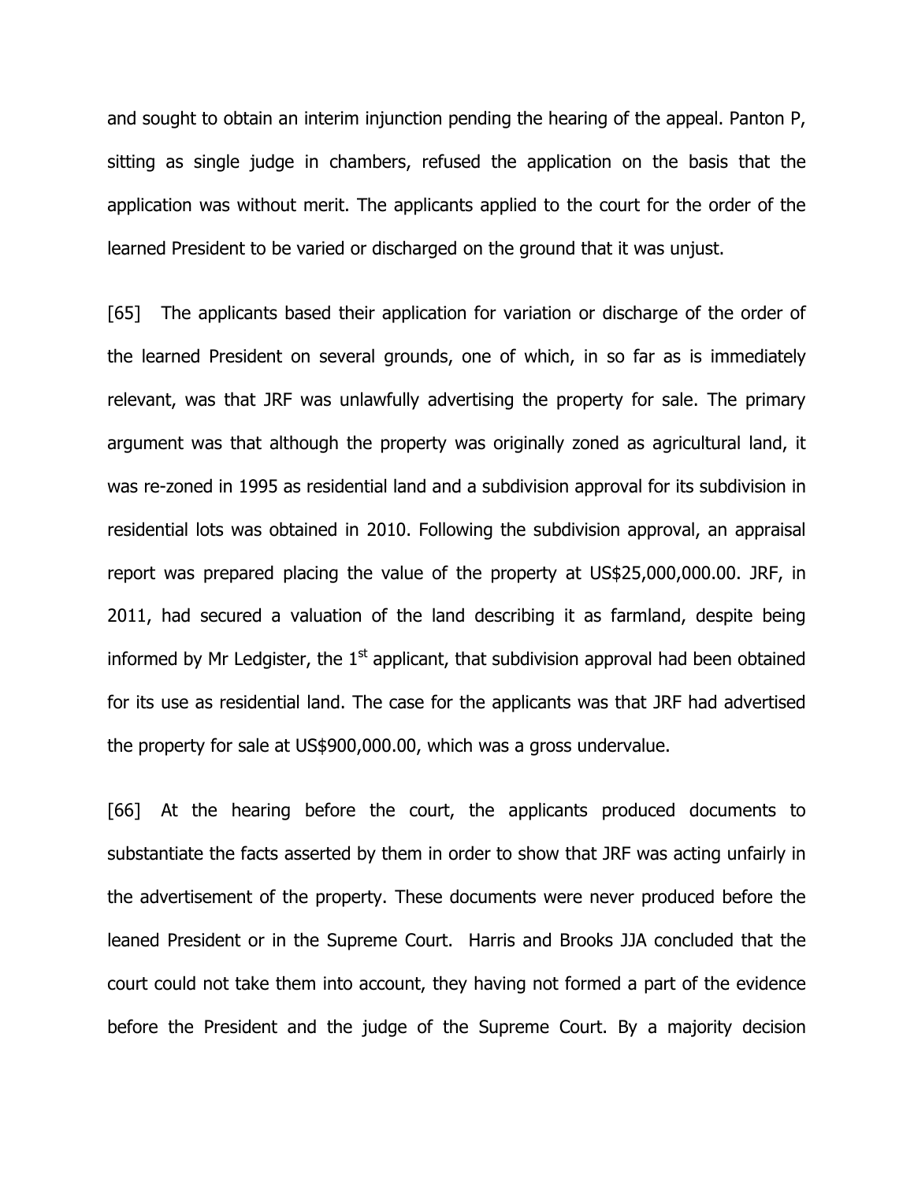and sought to obtain an interim injunction pending the hearing of the appeal. Panton P, sitting as single judge in chambers, refused the application on the basis that the application was without merit. The applicants applied to the court for the order of the learned President to be varied or discharged on the ground that it was unjust.

[65] The applicants based their application for variation or discharge of the order of the learned President on several grounds, one of which, in so far as is immediately relevant, was that JRF was unlawfully advertising the property for sale. The primary argument was that although the property was originally zoned as agricultural land, it was re-zoned in 1995 as residential land and a subdivision approval for its subdivision in residential lots was obtained in 2010. Following the subdivision approval, an appraisal report was prepared placing the value of the property at US$25,000,000.00. JRF, in 2011, had secured a valuation of the land describing it as farmland, despite being informed by Mr Ledgister, the 1st applicant, that subdivision approval had been obtained for its use as residential land. The case for the applicants was that JRF had advertised the property for sale at US$900,000.00, which was a gross undervalue.

[66] At the hearing before the court, the applicants produced documents to substantiate the facts asserted by them in order to show that JRF was acting unfairly in the advertisement of the property. These documents were never produced before the leaned President or in the Supreme Court. Harris and Brooks JJA concluded that the court could not take them into account, they having not formed a part of the evidence before the President and the judge of the Supreme Court. By a majority decision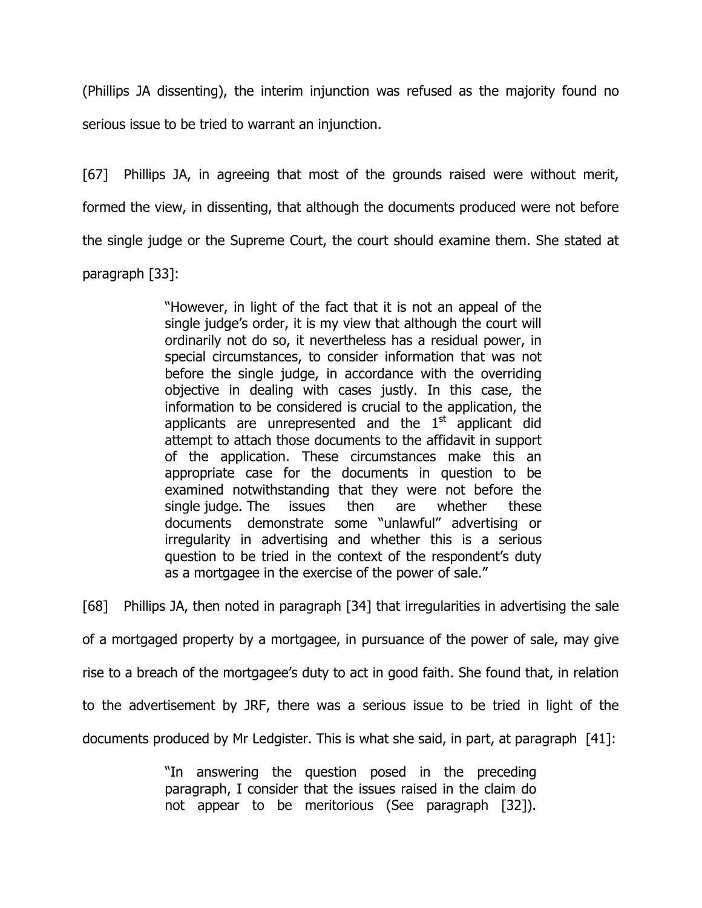(Phillips JA dissenting), the interim injunction was refused as the majority found no serious issue to be tried to warrant an injunction.

[67] Phillips JA, in agreeing that most of the grounds raised were without merit, formed the view, in dissenting, that although the documents produced were not before the single judge or the Supreme Court, the court should examine them. She stated at paragraph [33]:

> "However, in light of the fact that it is not an appeal of the single judge's order, it is my view that although the court will ordinarily not do so, it nevertheless has a residual power, in special circumstances, to consider information that was not before the single judge, in accordance with the overriding objective in dealing with cases justly. In this case, the information to be considered is crucial to the application, the applicants are unrepresented and the 1st applicant did attempt to attach those documents to the affidavit in support of the application. These circumstances make this an appropriate case for the documents in question to be examined notwithstanding that they were not before the single judge. The issues then are whether these documents demonstrate some "unlawful" advertising or irregularity in advertising and whether this is a serious question to be tried in the context of the respondent's duty as a mortgagee in the exercise of the power of sale."

[68] Phillips JA, then noted in paragraph [34] that irregularities in advertising the sale of a mortgaged property by a mortgagee, in pursuance of the power of sale, may give rise to a breach of the mortgagee's duty to act in good faith. She found that, in relation to the advertisement by JRF, there was a serious issue to be tried in light of the documents produced by Mr Ledgister. This is what she said, in part, at paragraph [41]:

> "In answering the question posed in the preceding paragraph, I consider that the issues raised in the claim do not appear to be meritorious (See paragraph [32]).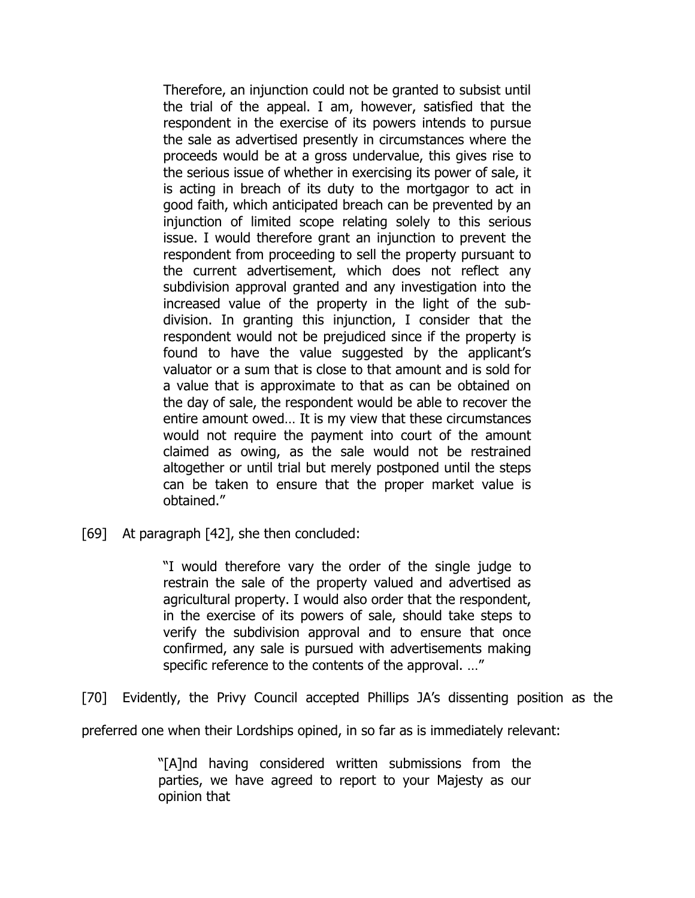> Therefore, an injunction could not be granted to subsist until the trial of the appeal. I am, however, satisfied that the respondent in the exercise of its powers intends to pursue the sale as advertised presently in circumstances where the proceeds would be at a gross undervalue, this gives rise to the serious issue of whether in exercising its power of sale, it is acting in breach of its duty to the mortgagor to act in good faith, which anticipated breach can be prevented by an injunction of limited scope relating solely to this serious issue. I would therefore grant an injunction to prevent the respondent from proceeding to sell the property pursuant to the current advertisement, which does not reflect any subdivision approval granted and any investigation into the increased value of the property in the light of the sub-division. In granting this injunction, I consider that the respondent would not be prejudiced since if the property is found to have the value suggested by the applicant's valuator or a sum that is close to that amount and is sold for a value that is approximate to that as can be obtained on the day of sale, the respondent would be able to recover the entire amount owed… It is my view that these circumstances would not require the payment into court of the amount claimed as owing, as the sale would not be restrained altogether or until trial but merely postponed until the steps can be taken to ensure that the proper market value is obtained."

[69] At paragraph [42], she then concluded:

> "I would therefore vary the order of the single judge to restrain the sale of the property valued and advertised as agricultural property. I would also order that the respondent, in the exercise of its powers of sale, should take steps to verify the subdivision approval and to ensure that once confirmed, any sale is pursued with advertisements making specific reference to the contents of the approval. …"

[70] Evidently, the Privy Council accepted Phillips JA's dissenting position as the preferred one when their Lordships opined, in so far as is immediately relevant:

> "[A]nd having considered written submissions from the parties, we have agreed to report to your Majesty as our opinion that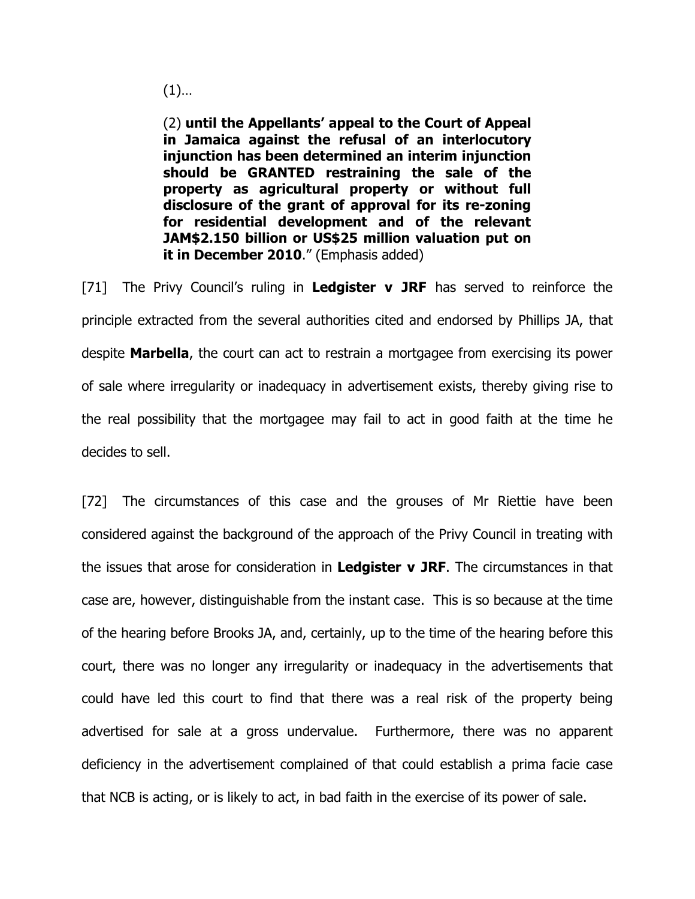(1)…

(2) **until the Appellants' appeal to the Court of Appeal in Jamaica against the refusal of an interlocutory injunction has been determined an interim injunction should be GRANTED restraining the sale of the property as agricultural property or without full disclosure of the grant of approval for its re-zoning for residential development and of the relevant JAM$2.150 billion or US$25 million valuation put on it in December 2010**." (Emphasis added)

[71] The Privy Council's ruling in **Ledgister v JRF** has served to reinforce the principle extracted from the several authorities cited and endorsed by Phillips JA, that despite **Marbella**, the court can act to restrain a mortgagee from exercising its power of sale where irregularity or inadequacy in advertisement exists, thereby giving rise to the real possibility that the mortgagee may fail to act in good faith at the time he decides to sell.

[72] The circumstances of this case and the grouses of Mr Riettie have been considered against the background of the approach of the Privy Council in treating with the issues that arose for consideration in **Ledgister v JRF**. The circumstances in that case are, however, distinguishable from the instant case. This is so because at the time of the hearing before Brooks JA, and, certainly, up to the time of the hearing before this court, there was no longer any irregularity or inadequacy in the advertisements that could have led this court to find that there was a real risk of the property being advertised for sale at a gross undervalue. Furthermore, there was no apparent deficiency in the advertisement complained of that could establish a prima facie case that NCB is acting, or is likely to act, in bad faith in the exercise of its power of sale.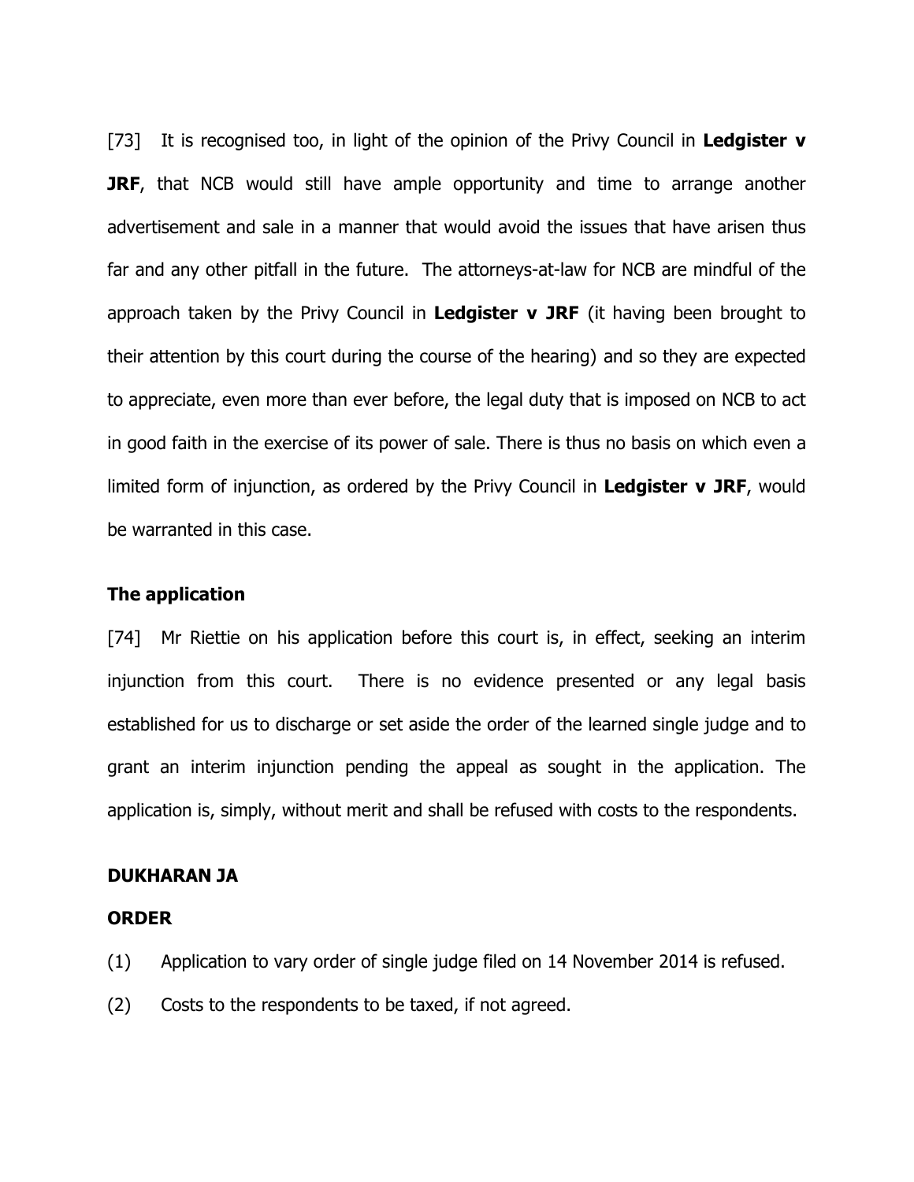[73] It is recognised too, in light of the opinion of the Privy Council in **Ledgister v JRF**, that NCB would still have ample opportunity and time to arrange another advertisement and sale in a manner that would avoid the issues that have arisen thus far and any other pitfall in the future. The attorneys-at-law for NCB are mindful of the approach taken by the Privy Council in **Ledgister v JRF** (it having been brought to their attention by this court during the course of the hearing) and so they are expected to appreciate, even more than ever before, the legal duty that is imposed on NCB to act in good faith in the exercise of its power of sale. There is thus no basis on which even a limited form of injunction, as ordered by the Privy Council in **Ledgister v JRF**, would be warranted in this case.

**The application**

[74] Mr Riettie on his application before this court is, in effect, seeking an interim injunction from this court. There is no evidence presented or any legal basis established for us to discharge or set aside the order of the learned single judge and to grant an interim injunction pending the appeal as sought in the application. The application is, simply, without merit and shall be refused with costs to the respondents.

**DUKHARAN JA**

**ORDER**

(1) Application to vary order of single judge filed on 14 November 2014 is refused.

(2) Costs to the respondents to be taxed, if not agreed.